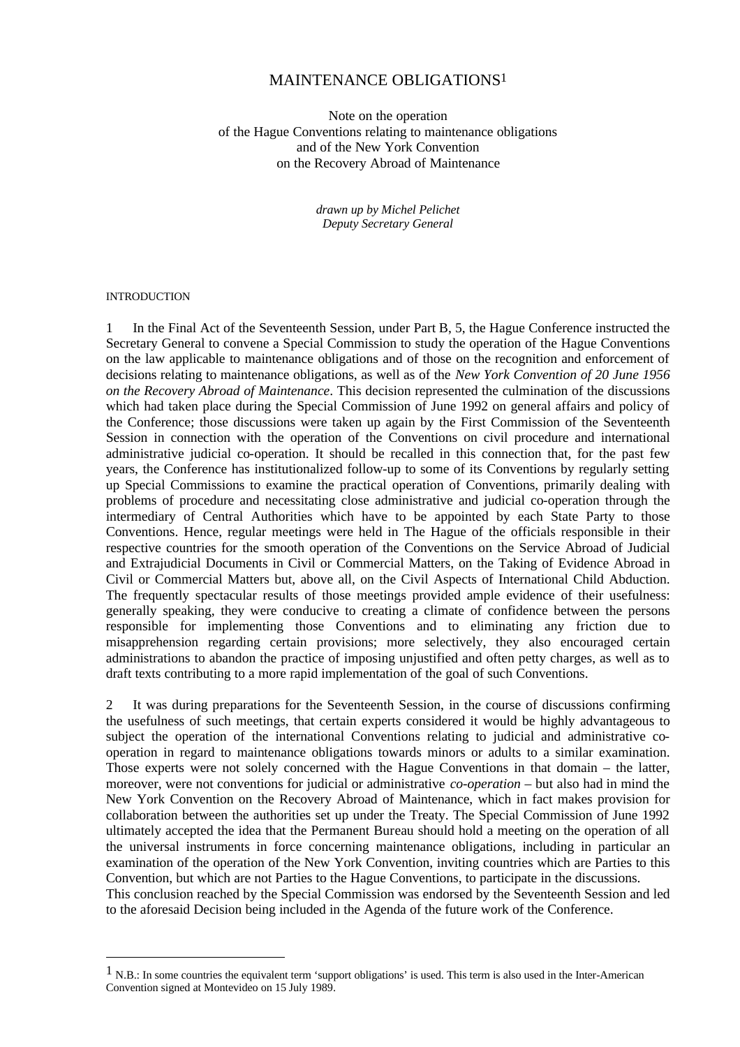# MAINTENANCE OBLIGATIONS[1]

Note on the operation
of the Hague Conventions relating to maintenance obligations
and of the New York Convention
on the Recovery Abroad of Maintenance

*drawn up by Michel Pelichet*
*Deputy Secretary General*

## INTRODUCTION

1 In the Final Act of the Seventeenth Session, under Part B, 5, the Hague Conference instructed the Secretary General to convene a Special Commission to study the operation of the Hague Conventions on the law applicable to maintenance obligations and of those on the recognition and enforcement of decisions relating to maintenance obligations, as well as of the *New York Convention of 20 June 1956 on the Recovery Abroad of Maintenance*. This decision represented the culmination of the discussions which had taken place during the Special Commission of June 1992 on general affairs and policy of the Conference; those discussions were taken up again by the First Commission of the Seventeenth Session in connection with the operation of the Conventions on civil procedure and international administrative judicial co-operation. It should be recalled in this connection that, for the past few years, the Conference has institutionalized follow-up to some of its Conventions by regularly setting up Special Commissions to examine the practical operation of Conventions, primarily dealing with problems of procedure and necessitating close administrative and judicial co-operation through the intermediary of Central Authorities which have to be appointed by each State Party to those Conventions. Hence, regular meetings were held in The Hague of the officials responsible in their respective countries for the smooth operation of the Conventions on the Service Abroad of Judicial and Extrajudicial Documents in Civil or Commercial Matters, on the Taking of Evidence Abroad in Civil or Commercial Matters but, above all, on the Civil Aspects of International Child Abduction. The frequently spectacular results of those meetings provided ample evidence of their usefulness: generally speaking, they were conducive to creating a climate of confidence between the persons responsible for implementing those Conventions and to eliminating any friction due to misapprehension regarding certain provisions; more selectively, they also encouraged certain administrations to abandon the practice of imposing unjustified and often petty charges, as well as to draft texts contributing to a more rapid implementation of the goal of such Conventions.

2 It was during preparations for the Seventeenth Session, in the course of discussions confirming the usefulness of such meetings, that certain experts considered it would be highly advantageous to subject the operation of the international Conventions relating to judicial and administrative co-operation in regard to maintenance obligations towards minors or adults to a similar examination. Those experts were not solely concerned with the Hague Conventions in that domain – the latter, moreover, were not conventions for judicial or administrative *co-operation* – but also had in mind the New York Convention on the Recovery Abroad of Maintenance, which in fact makes provision for collaboration between the authorities set up under the Treaty. The Special Commission of June 1992 ultimately accepted the idea that the Permanent Bureau should hold a meeting on the operation of all the universal instruments in force concerning maintenance obligations, including in particular an examination of the operation of the New York Convention, inviting countries which are Parties to this Convention, but which are not Parties to the Hague Conventions, to participate in the discussions.
This conclusion reached by the Special Commission was endorsed by the Seventeenth Session and led to the aforesaid Decision being included in the Agenda of the future work of the Conference.

[1] N.B.: In some countries the equivalent term 'support obligations' is used. This term is also used in the Inter-American Convention signed at Montevideo on 15 July 1989.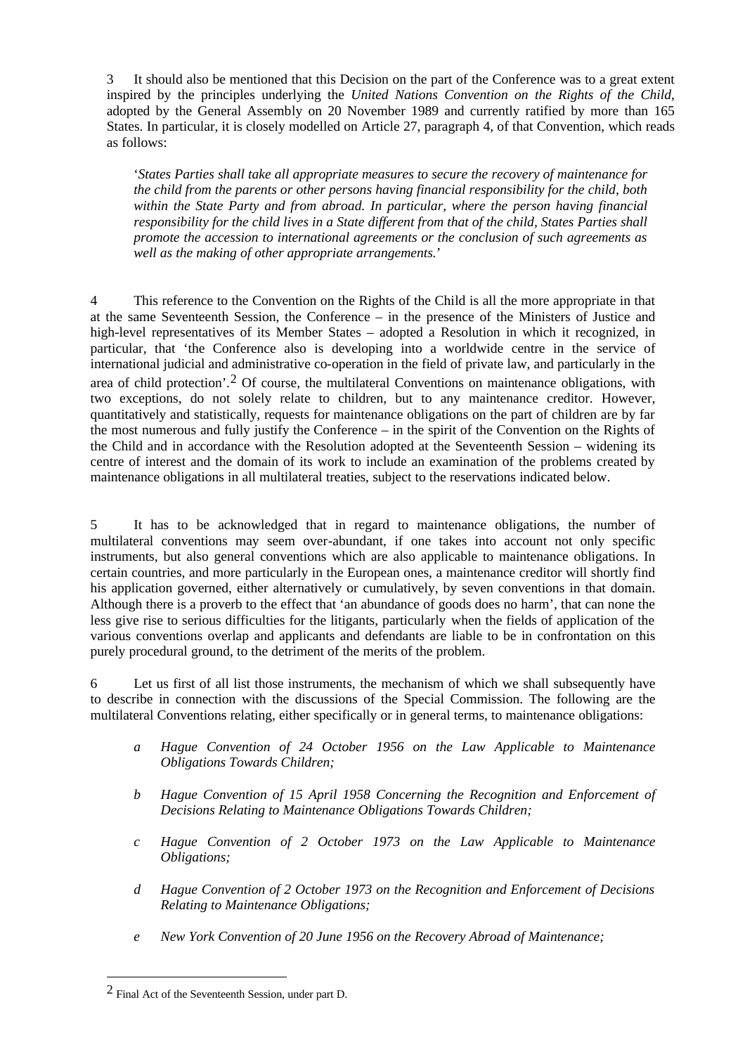3 It should also be mentioned that this Decision on the part of the Conference was to a great extent inspired by the principles underlying the *United Nations Convention on the Rights of the Child*, adopted by the General Assembly on 20 November 1989 and currently ratified by more than 165 States. In particular, it is closely modelled on Article 27, paragraph 4, of that Convention, which reads as follows:

> '*States Parties shall take all appropriate measures to secure the recovery of maintenance for the child from the parents or other persons having financial responsibility for the child, both within the State Party and from abroad. In particular, where the person having financial responsibility for the child lives in a State different from that of the child, States Parties shall promote the accession to international agreements or the conclusion of such agreements as well as the making of other appropriate arrangements.*'

4 This reference to the Convention on the Rights of the Child is all the more appropriate in that at the same Seventeenth Session, the Conference – in the presence of the Ministers of Justice and high-level representatives of its Member States – adopted a Resolution in which it recognized, in particular, that 'the Conference also is developing into a worldwide centre in the service of international judicial and administrative co-operation in the field of private law, and particularly in the area of child protection'.[2] Of course, the multilateral Conventions on maintenance obligations, with two exceptions, do not solely relate to children, but to any maintenance creditor. However, quantitatively and statistically, requests for maintenance obligations on the part of children are by far the most numerous and fully justify the Conference – in the spirit of the Convention on the Rights of the Child and in accordance with the Resolution adopted at the Seventeenth Session – widening its centre of interest and the domain of its work to include an examination of the problems created by maintenance obligations in all multilateral treaties, subject to the reservations indicated below.

5 It has to be acknowledged that in regard to maintenance obligations, the number of multilateral conventions may seem over-abundant, if one takes into account not only specific instruments, but also general conventions which are also applicable to maintenance obligations. In certain countries, and more particularly in the European ones, a maintenance creditor will shortly find his application governed, either alternatively or cumulatively, by seven conventions in that domain. Although there is a proverb to the effect that 'an abundance of goods does no harm', that can none the less give rise to serious difficulties for the litigants, particularly when the fields of application of the various conventions overlap and applicants and defendants are liable to be in confrontation on this purely procedural ground, to the detriment of the merits of the problem.

6 Let us first of all list those instruments, the mechanism of which we shall subsequently have to describe in connection with the discussions of the Special Commission. The following are the multilateral Conventions relating, either specifically or in general terms, to maintenance obligations:

- *a* *Hague Convention of 24 October 1956 on the Law Applicable to Maintenance Obligations Towards Children;*
- *b* *Hague Convention of 15 April 1958 Concerning the Recognition and Enforcement of Decisions Relating to Maintenance Obligations Towards Children;*
- *c* *Hague Convention of 2 October 1973 on the Law Applicable to Maintenance Obligations;*
- *d* *Hague Convention of 2 October 1973 on the Recognition and Enforcement of Decisions Relating to Maintenance Obligations;*
- *e* *New York Convention of 20 June 1956 on the Recovery Abroad of Maintenance;*

---

[2] Final Act of the Seventeenth Session, under part D.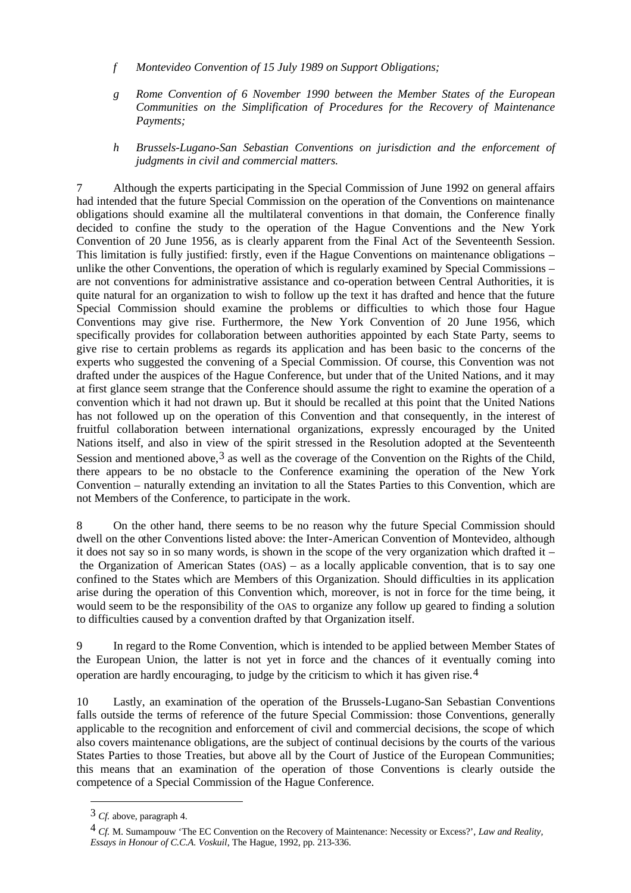*f Montevideo Convention of 15 July 1989 on Support Obligations;*

*g Rome Convention of 6 November 1990 between the Member States of the European Communities on the Simplification of Procedures for the Recovery of Maintenance Payments;*

*h Brussels-Lugano-San Sebastian Conventions on jurisdiction and the enforcement of judgments in civil and commercial matters.*

7 Although the experts participating in the Special Commission of June 1992 on general affairs had intended that the future Special Commission on the operation of the Conventions on maintenance obligations should examine all the multilateral conventions in that domain, the Conference finally decided to confine the study to the operation of the Hague Conventions and the New York Convention of 20 June 1956, as is clearly apparent from the Final Act of the Seventeenth Session. This limitation is fully justified: firstly, even if the Hague Conventions on maintenance obligations – unlike the other Conventions, the operation of which is regularly examined by Special Commissions – are not conventions for administrative assistance and co-operation between Central Authorities, it is quite natural for an organization to wish to follow up the text it has drafted and hence that the future Special Commission should examine the problems or difficulties to which those four Hague Conventions may give rise. Furthermore, the New York Convention of 20 June 1956, which specifically provides for collaboration between authorities appointed by each State Party, seems to give rise to certain problems as regards its application and has been basic to the concerns of the experts who suggested the convening of a Special Commission. Of course, this Convention was not drafted under the auspices of the Hague Conference, but under that of the United Nations, and it may at first glance seem strange that the Conference should assume the right to examine the operation of a convention which it had not drawn up. But it should be recalled at this point that the United Nations has not followed up on the operation of this Convention and that consequently, in the interest of fruitful collaboration between international organizations, expressly encouraged by the United Nations itself, and also in view of the spirit stressed in the Resolution adopted at the Seventeenth Session and mentioned above,[3] as well as the coverage of the Convention on the Rights of the Child, there appears to be no obstacle to the Conference examining the operation of the New York Convention – naturally extending an invitation to all the States Parties to this Convention, which are not Members of the Conference, to participate in the work.

8 On the other hand, there seems to be no reason why the future Special Commission should dwell on the other Conventions listed above: the Inter-American Convention of Montevideo, although it does not say so in so many words, is shown in the scope of the very organization which drafted it – the Organization of American States (OAS) – as a locally applicable convention, that is to say one confined to the States which are Members of this Organization. Should difficulties in its application arise during the operation of this Convention which, moreover, is not in force for the time being, it would seem to be the responsibility of the OAS to organize any follow up geared to finding a solution to difficulties caused by a convention drafted by that Organization itself.

9 In regard to the Rome Convention, which is intended to be applied between Member States of the European Union, the latter is not yet in force and the chances of it eventually coming into operation are hardly encouraging, to judge by the criticism to which it has given rise.[4]

10 Lastly, an examination of the operation of the Brussels-Lugano-San Sebastian Conventions falls outside the terms of reference of the future Special Commission: those Conventions, generally applicable to the recognition and enforcement of civil and commercial decisions, the scope of which also covers maintenance obligations, are the subject of continual decisions by the courts of the various States Parties to those Treaties, but above all by the Court of Justice of the European Communities; this means that an examination of the operation of those Conventions is clearly outside the competence of a Special Commission of the Hague Conference.

---

[3] *Cf.* above, paragraph 4.

[4] *Cf.* M. Sumampouw 'The EC Convention on the Recovery of Maintenance: Necessity or Excess?', *Law and Reality, Essays in Honour of C.C.A. Voskuil*, The Hague, 1992, pp. 213-336.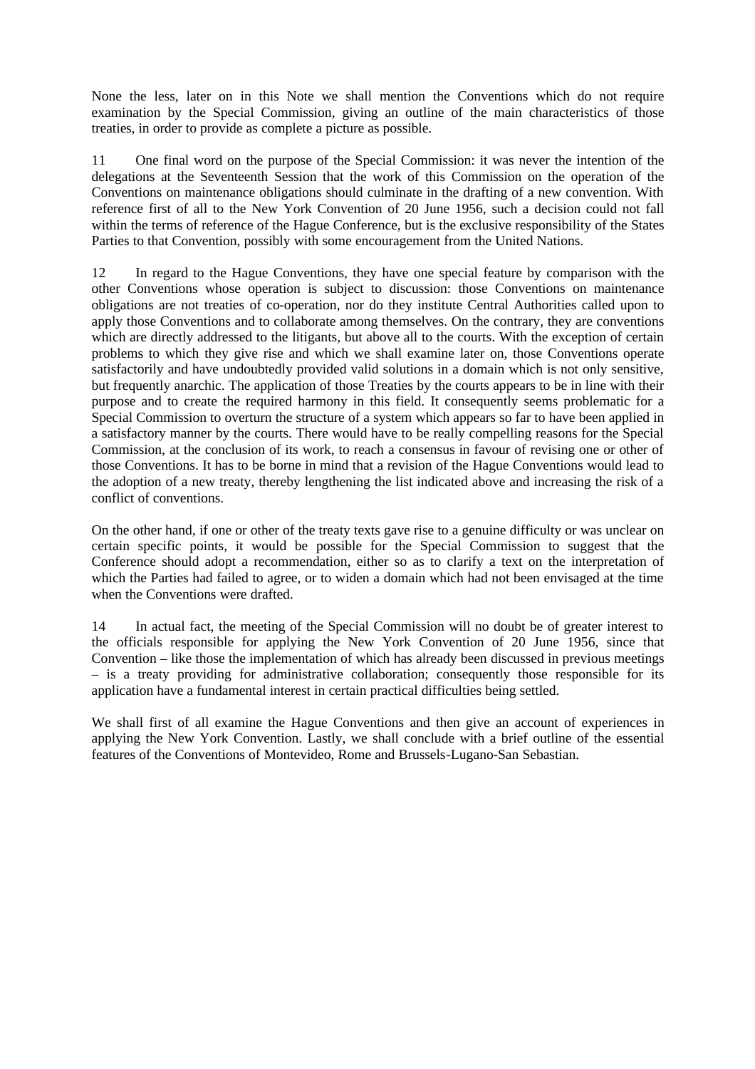None the less, later on in this Note we shall mention the Conventions which do not require examination by the Special Commission, giving an outline of the main characteristics of those treaties, in order to provide as complete a picture as possible.

11 One final word on the purpose of the Special Commission: it was never the intention of the delegations at the Seventeenth Session that the work of this Commission on the operation of the Conventions on maintenance obligations should culminate in the drafting of a new convention. With reference first of all to the New York Convention of 20 June 1956, such a decision could not fall within the terms of reference of the Hague Conference, but is the exclusive responsibility of the States Parties to that Convention, possibly with some encouragement from the United Nations.

12 In regard to the Hague Conventions, they have one special feature by comparison with the other Conventions whose operation is subject to discussion: those Conventions on maintenance obligations are not treaties of co-operation, nor do they institute Central Authorities called upon to apply those Conventions and to collaborate among themselves. On the contrary, they are conventions which are directly addressed to the litigants, but above all to the courts. With the exception of certain problems to which they give rise and which we shall examine later on, those Conventions operate satisfactorily and have undoubtedly provided valid solutions in a domain which is not only sensitive, but frequently anarchic. The application of those Treaties by the courts appears to be in line with their purpose and to create the required harmony in this field. It consequently seems problematic for a Special Commission to overturn the structure of a system which appears so far to have been applied in a satisfactory manner by the courts. There would have to be really compelling reasons for the Special Commission, at the conclusion of its work, to reach a consensus in favour of revising one or other of those Conventions. It has to be borne in mind that a revision of the Hague Conventions would lead to the adoption of a new treaty, thereby lengthening the list indicated above and increasing the risk of a conflict of conventions.

On the other hand, if one or other of the treaty texts gave rise to a genuine difficulty or was unclear on certain specific points, it would be possible for the Special Commission to suggest that the Conference should adopt a recommendation, either so as to clarify a text on the interpretation of which the Parties had failed to agree, or to widen a domain which had not been envisaged at the time when the Conventions were drafted.

14 In actual fact, the meeting of the Special Commission will no doubt be of greater interest to the officials responsible for applying the New York Convention of 20 June 1956, since that Convention – like those the implementation of which has already been discussed in previous meetings – is a treaty providing for administrative collaboration; consequently those responsible for its application have a fundamental interest in certain practical difficulties being settled.

We shall first of all examine the Hague Conventions and then give an account of experiences in applying the New York Convention. Lastly, we shall conclude with a brief outline of the essential features of the Conventions of Montevideo, Rome and Brussels-Lugano-San Sebastian.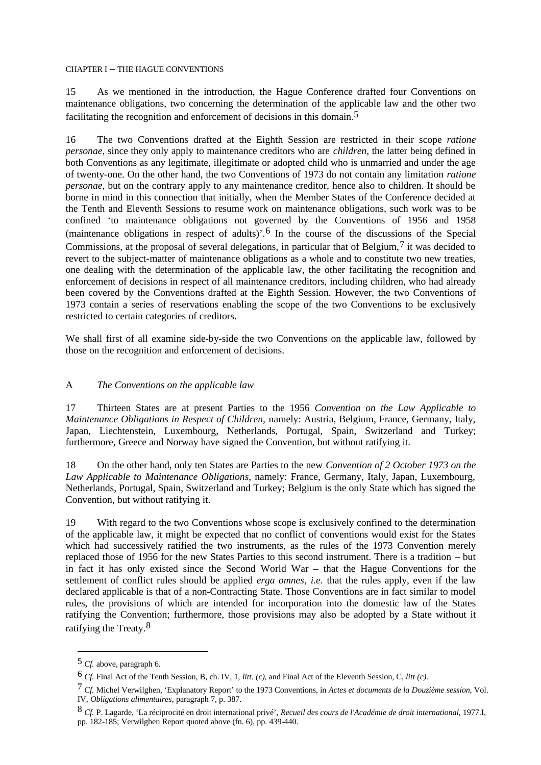CHAPTER I – THE HAGUE CONVENTIONS

15 As we mentioned in the introduction, the Hague Conference drafted four Conventions on maintenance obligations, two concerning the determination of the applicable law and the other two facilitating the recognition and enforcement of decisions in this domain.[5]

16 The two Conventions drafted at the Eighth Session are restricted in their scope *ratione personae*, since they only apply to maintenance creditors who are *children*, the latter being defined in both Conventions as any legitimate, illegitimate or adopted child who is unmarried and under the age of twenty-one. On the other hand, the two Conventions of 1973 do not contain any limitation *ratione personae*, but on the contrary apply to any maintenance creditor, hence also to children. It should be borne in mind in this connection that initially, when the Member States of the Conference decided at the Tenth and Eleventh Sessions to resume work on maintenance obligations, such work was to be confined 'to maintenance obligations not governed by the Conventions of 1956 and 1958 (maintenance obligations in respect of adults)'.[6] In the course of the discussions of the Special Commissions, at the proposal of several delegations, in particular that of Belgium,[7] it was decided to revert to the subject-matter of maintenance obligations as a whole and to constitute two new treaties, one dealing with the determination of the applicable law, the other facilitating the recognition and enforcement of decisions in respect of all maintenance creditors, including children, who had already been covered by the Conventions drafted at the Eighth Session. However, the two Conventions of 1973 contain a series of reservations enabling the scope of the two Conventions to be exclusively restricted to certain categories of creditors.

We shall first of all examine side-by-side the two Conventions on the applicable law, followed by those on the recognition and enforcement of decisions.

## A *The Conventions on the applicable law*

17 Thirteen States are at present Parties to the 1956 *Convention on the Law Applicable to Maintenance Obligations in Respect of Children*, namely: Austria, Belgium, France, Germany, Italy, Japan, Liechtenstein, Luxembourg, Netherlands, Portugal, Spain, Switzerland and Turkey; furthermore, Greece and Norway have signed the Convention, but without ratifying it.

18 On the other hand, only ten States are Parties to the new *Convention of 2 October 1973 on the Law Applicable to Maintenance Obligations*, namely: France, Germany, Italy, Japan, Luxembourg, Netherlands, Portugal, Spain, Switzerland and Turkey; Belgium is the only State which has signed the Convention, but without ratifying it.

19 With regard to the two Conventions whose scope is exclusively confined to the determination of the applicable law, it might be expected that no conflict of conventions would exist for the States which had successively ratified the two instruments, as the rules of the 1973 Convention merely replaced those of 1956 for the new States Parties to this second instrument. There is a tradition – but in fact it has only existed since the Second World War – that the Hague Conventions for the settlement of conflict rules should be applied *erga omnes*, *i.e.* that the rules apply, even if the law declared applicable is that of a non-Contracting State. Those Conventions are in fact similar to model rules, the provisions of which are intended for incorporation into the domestic law of the States ratifying the Convention; furthermore, those provisions may also be adopted by a State without it ratifying the Treaty.[8]

---

[5] *Cf.* above, paragraph 6.

[6] *Cf.* Final Act of the Tenth Session, B, ch. IV, 1, *litt. (c)*, and Final Act of the Eleventh Session, C, *litt (c)*.

[7] *Cf.* Michel Verwilghen, 'Explanatory Report' to the 1973 Conventions, in *Actes et documents de la Douzième session*, Vol. IV, *Obligations alimentaires*, paragraph 7, p. 387.

[8] *Cf.* P. Lagarde, 'La réciprocité en droit international privé', *Recueil des cours de l'Académie de droit international*, 1977.I, pp. 182-185; Verwilghen Report quoted above (fn. 6), pp. 439-440.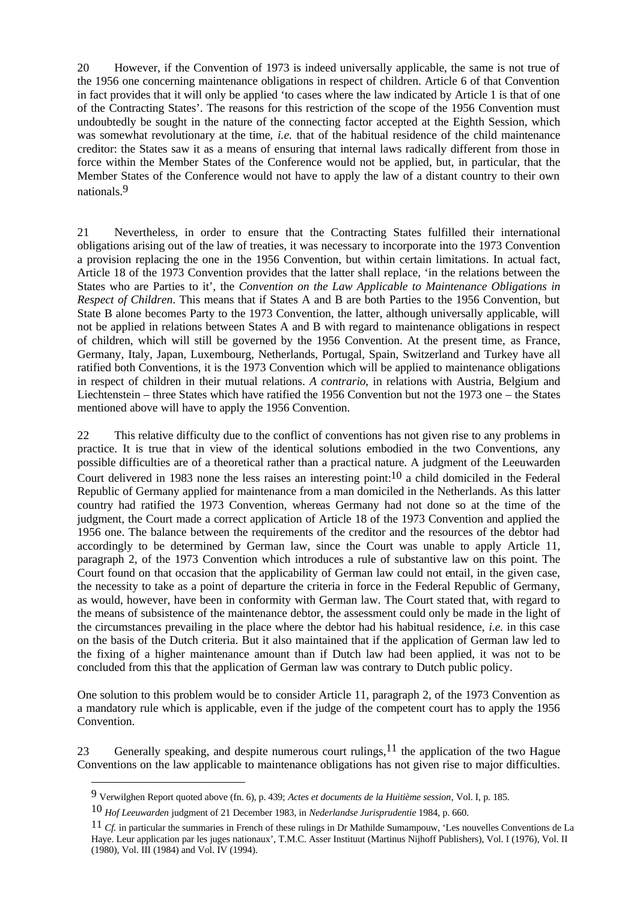20 However, if the Convention of 1973 is indeed universally applicable, the same is not true of the 1956 one concerning maintenance obligations in respect of children. Article 6 of that Convention in fact provides that it will only be applied 'to cases where the law indicated by Article 1 is that of one of the Contracting States'. The reasons for this restriction of the scope of the 1956 Convention must undoubtedly be sought in the nature of the connecting factor accepted at the Eighth Session, which was somewhat revolutionary at the time, *i.e.* that of the habitual residence of the child maintenance creditor: the States saw it as a means of ensuring that internal laws radically different from those in force within the Member States of the Conference would not be applied, but, in particular, that the Member States of the Conference would not have to apply the law of a distant country to their own nationals.[9]

21 Nevertheless, in order to ensure that the Contracting States fulfilled their international obligations arising out of the law of treaties, it was necessary to incorporate into the 1973 Convention a provision replacing the one in the 1956 Convention, but within certain limitations. In actual fact, Article 18 of the 1973 Convention provides that the latter shall replace, 'in the relations between the States who are Parties to it', the *Convention on the Law Applicable to Maintenance Obligations in Respect of Children*. This means that if States A and B are both Parties to the 1956 Convention, but State B alone becomes Party to the 1973 Convention, the latter, although universally applicable, will not be applied in relations between States A and B with regard to maintenance obligations in respect of children, which will still be governed by the 1956 Convention. At the present time, as France, Germany, Italy, Japan, Luxembourg, Netherlands, Portugal, Spain, Switzerland and Turkey have all ratified both Conventions, it is the 1973 Convention which will be applied to maintenance obligations in respect of children in their mutual relations. *A contrario*, in relations with Austria, Belgium and Liechtenstein – three States which have ratified the 1956 Convention but not the 1973 one – the States mentioned above will have to apply the 1956 Convention.

22 This relative difficulty due to the conflict of conventions has not given rise to any problems in practice. It is true that in view of the identical solutions embodied in the two Conventions, any possible difficulties are of a theoretical rather than a practical nature. A judgment of the Leeuwarden Court delivered in 1983 none the less raises an interesting point:[10] a child domiciled in the Federal Republic of Germany applied for maintenance from a man domiciled in the Netherlands. As this latter country had ratified the 1973 Convention, whereas Germany had not done so at the time of the judgment, the Court made a correct application of Article 18 of the 1973 Convention and applied the 1956 one. The balance between the requirements of the creditor and the resources of the debtor had accordingly to be determined by German law, since the Court was unable to apply Article 11, paragraph 2, of the 1973 Convention which introduces a rule of substantive law on this point. The Court found on that occasion that the applicability of German law could not entail, in the given case, the necessity to take as a point of departure the criteria in force in the Federal Republic of Germany, as would, however, have been in conformity with German law. The Court stated that, with regard to the means of subsistence of the maintenance debtor, the assessment could only be made in the light of the circumstances prevailing in the place where the debtor had his habitual residence, *i.e.* in this case on the basis of the Dutch criteria. But it also maintained that if the application of German law led to the fixing of a higher maintenance amount than if Dutch law had been applied, it was not to be concluded from this that the application of German law was contrary to Dutch public policy.

One solution to this problem would be to consider Article 11, paragraph 2, of the 1973 Convention as a mandatory rule which is applicable, even if the judge of the competent court has to apply the 1956 Convention.

23 Generally speaking, and despite numerous court rulings,[11] the application of the two Hague Conventions on the law applicable to maintenance obligations has not given rise to major difficulties.

---

[9] Verwilghen Report quoted above (fn. 6), p. 439; *Actes et documents de la Huitième session*, Vol. I, p. 185.

[10] *Hof Leeuwarden* judgment of 21 December 1983, in *Nederlandse Jurisprudentie* 1984, p. 660.

[11] *Cf.* in particular the summaries in French of these rulings in Dr Mathilde Sumampouw, 'Les nouvelles Conventions de La Haye. Leur application par les juges nationaux', T.M.C. Asser Instituut (Martinus Nijhoff Publishers), Vol. I (1976), Vol. II (1980), Vol. III (1984) and Vol. IV (1994).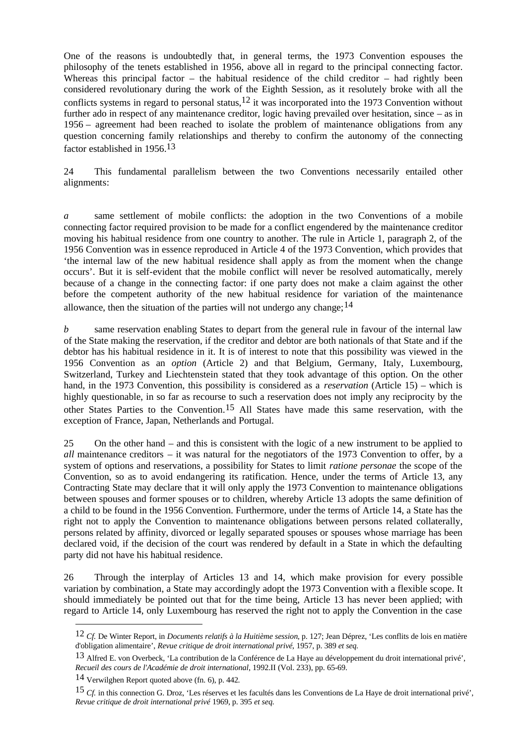One of the reasons is undoubtedly that, in general terms, the 1973 Convention espouses the philosophy of the tenets established in 1956, above all in regard to the principal connecting factor. Whereas this principal factor – the habitual residence of the child creditor – had rightly been considered revolutionary during the work of the Eighth Session, as it resolutely broke with all the conflicts systems in regard to personal status,[12] it was incorporated into the 1973 Convention without further ado in respect of any maintenance creditor, logic having prevailed over hesitation, since – as in 1956 – agreement had been reached to isolate the problem of maintenance obligations from any question concerning family relationships and thereby to confirm the autonomy of the connecting factor established in 1956.[13]

24 This fundamental parallelism between the two Conventions necessarily entailed other alignments:

*a* same settlement of mobile conflicts: the adoption in the two Conventions of a mobile connecting factor required provision to be made for a conflict engendered by the maintenance creditor moving his habitual residence from one country to another. The rule in Article 1, paragraph 2, of the 1956 Convention was in essence reproduced in Article 4 of the 1973 Convention, which provides that 'the internal law of the new habitual residence shall apply as from the moment when the change occurs'. But it is self-evident that the mobile conflict will never be resolved automatically, merely because of a change in the connecting factor: if one party does not make a claim against the other before the competent authority of the new habitual residence for variation of the maintenance allowance, then the situation of the parties will not undergo any change;[14]

*b* same reservation enabling States to depart from the general rule in favour of the internal law of the State making the reservation, if the creditor and debtor are both nationals of that State and if the debtor has his habitual residence in it. It is of interest to note that this possibility was viewed in the 1956 Convention as an *option* (Article 2) and that Belgium, Germany, Italy, Luxembourg, Switzerland, Turkey and Liechtenstein stated that they took advantage of this option. On the other hand, in the 1973 Convention, this possibility is considered as a *reservation* (Article 15) – which is highly questionable, in so far as recourse to such a reservation does not imply any reciprocity by the other States Parties to the Convention.[15] All States have made this same reservation, with the exception of France, Japan, Netherlands and Portugal.

25 On the other hand – and this is consistent with the logic of a new instrument to be applied to *all* maintenance creditors – it was natural for the negotiators of the 1973 Convention to offer, by a system of options and reservations, a possibility for States to limit *ratione personae* the scope of the Convention, so as to avoid endangering its ratification. Hence, under the terms of Article 13, any Contracting State may declare that it will only apply the 1973 Convention to maintenance obligations between spouses and former spouses or to children, whereby Article 13 adopts the same definition of a child to be found in the 1956 Convention. Furthermore, under the terms of Article 14, a State has the right not to apply the Convention to maintenance obligations between persons related collaterally, persons related by affinity, divorced or legally separated spouses or spouses whose marriage has been declared void, if the decision of the court was rendered by default in a State in which the defaulting party did not have his habitual residence.

26 Through the interplay of Articles 13 and 14, which make provision for every possible variation by combination, a State may accordingly adopt the 1973 Convention with a flexible scope. It should immediately be pointed out that for the time being, Article 13 has never been applied; with regard to Article 14, only Luxembourg has reserved the right not to apply the Convention in the case

---

[12] *Cf.* De Winter Report, in *Documents relatifs à la Huitième session*, p. 127; Jean Déprez, 'Les conflits de lois en matière d'obligation alimentaire', *Revue critique de droit international privé*, 1957, p. 389 *et seq.*

[13] Alfred E. von Overbeck, 'La contribution de la Conférence de La Haye au développement du droit international privé', *Recueil des cours de l'Académie de droit international*, 1992.II (Vol. 233), pp. 65-69.

[14] Verwilghen Report quoted above (fn. 6), p. 442.

[15] *Cf.* in this connection G. Droz, 'Les réserves et les facultés dans les Conventions de La Haye de droit international privé', *Revue critique de droit international privé* 1969, p. 395 *et seq.*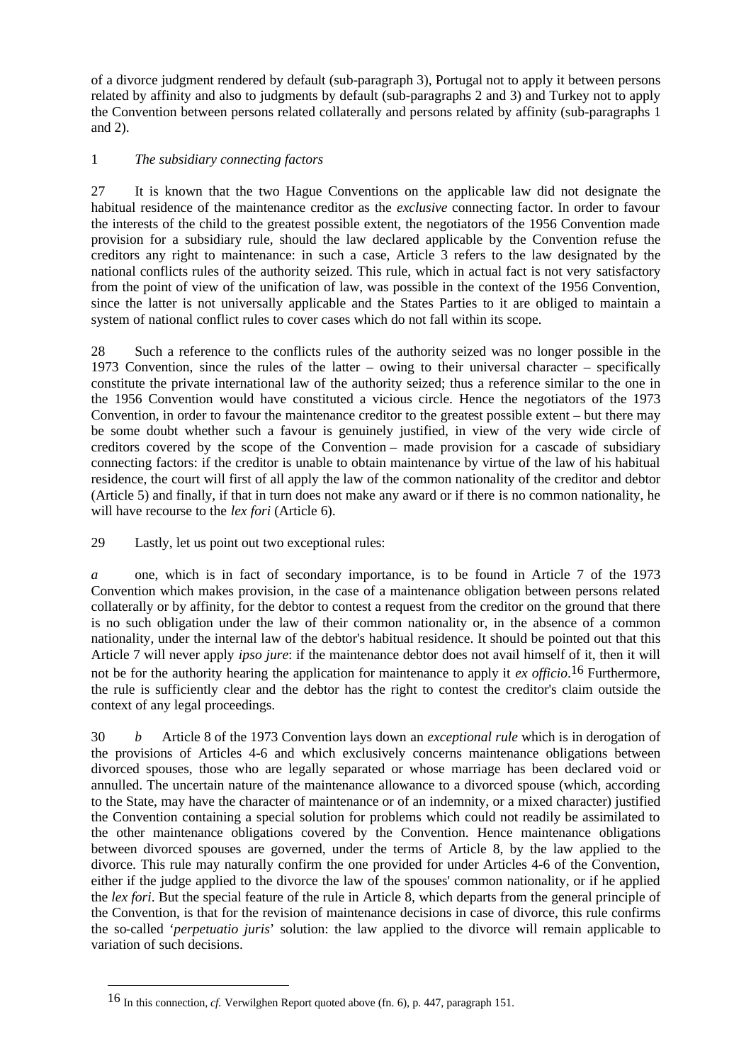of a divorce judgment rendered by default (sub-paragraph 3), Portugal not to apply it between persons related by affinity and also to judgments by default (sub-paragraphs 2 and 3) and Turkey not to apply the Convention between persons related collaterally and persons related by affinity (sub-paragraphs 1 and 2).

1 *The subsidiary connecting factors*

27 It is known that the two Hague Conventions on the applicable law did not designate the habitual residence of the maintenance creditor as the *exclusive* connecting factor. In order to favour the interests of the child to the greatest possible extent, the negotiators of the 1956 Convention made provision for a subsidiary rule, should the law declared applicable by the Convention refuse the creditors any right to maintenance: in such a case, Article 3 refers to the law designated by the national conflicts rules of the authority seized. This rule, which in actual fact is not very satisfactory from the point of view of the unification of law, was possible in the context of the 1956 Convention, since the latter is not universally applicable and the States Parties to it are obliged to maintain a system of national conflict rules to cover cases which do not fall within its scope.

28 Such a reference to the conflicts rules of the authority seized was no longer possible in the 1973 Convention, since the rules of the latter – owing to their universal character – specifically constitute the private international law of the authority seized; thus a reference similar to the one in the 1956 Convention would have constituted a vicious circle. Hence the negotiators of the 1973 Convention, in order to favour the maintenance creditor to the greatest possible extent – but there may be some doubt whether such a favour is genuinely justified, in view of the very wide circle of creditors covered by the scope of the Convention – made provision for a cascade of subsidiary connecting factors: if the creditor is unable to obtain maintenance by virtue of the law of his habitual residence, the court will first of all apply the law of the common nationality of the creditor and debtor (Article 5) and finally, if that in turn does not make any award or if there is no common nationality, he will have recourse to the *lex fori* (Article 6).

29 Lastly, let us point out two exceptional rules:

*a* one, which is in fact of secondary importance, is to be found in Article 7 of the 1973 Convention which makes provision, in the case of a maintenance obligation between persons related collaterally or by affinity, for the debtor to contest a request from the creditor on the ground that there is no such obligation under the law of their common nationality or, in the absence of a common nationality, under the internal law of the debtor's habitual residence. It should be pointed out that this Article 7 will never apply *ipso jure*: if the maintenance debtor does not avail himself of it, then it will not be for the authority hearing the application for maintenance to apply it *ex officio*.[16] Furthermore, the rule is sufficiently clear and the debtor has the right to contest the creditor's claim outside the context of any legal proceedings.

30 *b* Article 8 of the 1973 Convention lays down an *exceptional rule* which is in derogation of the provisions of Articles 4-6 and which exclusively concerns maintenance obligations between divorced spouses, those who are legally separated or whose marriage has been declared void or annulled. The uncertain nature of the maintenance allowance to a divorced spouse (which, according to the State, may have the character of maintenance or of an indemnity, or a mixed character) justified the Convention containing a special solution for problems which could not readily be assimilated to the other maintenance obligations covered by the Convention. Hence maintenance obligations between divorced spouses are governed, under the terms of Article 8, by the law applied to the divorce. This rule may naturally confirm the one provided for under Articles 4-6 of the Convention, either if the judge applied to the divorce the law of the spouses' common nationality, or if he applied the *lex fori*. But the special feature of the rule in Article 8, which departs from the general principle of the Convention, is that for the revision of maintenance decisions in case of divorce, this rule confirms the so-called '*perpetuatio juris*' solution: the law applied to the divorce will remain applicable to variation of such decisions.

---

[16] In this connection, *cf.* Verwilghen Report quoted above (fn. 6), p. 447, paragraph 151.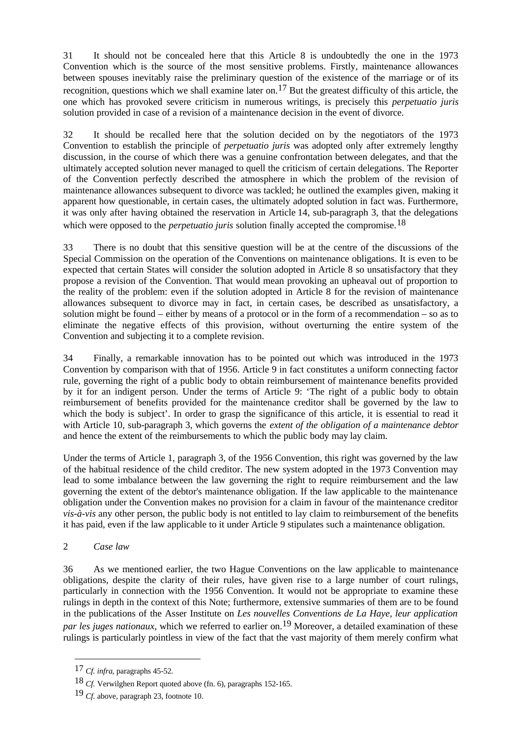31 It should not be concealed here that this Article 8 is undoubtedly the one in the 1973 Convention which is the source of the most sensitive problems. Firstly, maintenance allowances between spouses inevitably raise the preliminary question of the existence of the marriage or of its recognition, questions which we shall examine later on.[17] But the greatest difficulty of this article, the one which has provoked severe criticism in numerous writings, is precisely this *perpetuatio juris* solution provided in case of a revision of a maintenance decision in the event of divorce.

32 It should be recalled here that the solution decided on by the negotiators of the 1973 Convention to establish the principle of *perpetuatio juris* was adopted only after extremely lengthy discussion, in the course of which there was a genuine confrontation between delegates, and that the ultimately accepted solution never managed to quell the criticism of certain delegations. The Reporter of the Convention perfectly described the atmosphere in which the problem of the revision of maintenance allowances subsequent to divorce was tackled; he outlined the examples given, making it apparent how questionable, in certain cases, the ultimately adopted solution in fact was. Furthermore, it was only after having obtained the reservation in Article 14, sub-paragraph 3, that the delegations which were opposed to the *perpetuatio juris* solution finally accepted the compromise.[18]

33 There is no doubt that this sensitive question will be at the centre of the discussions of the Special Commission on the operation of the Conventions on maintenance obligations. It is even to be expected that certain States will consider the solution adopted in Article 8 so unsatisfactory that they propose a revision of the Convention. That would mean provoking an upheaval out of proportion to the reality of the problem: even if the solution adopted in Article 8 for the revision of maintenance allowances subsequent to divorce may in fact, in certain cases, be described as unsatisfactory, a solution might be found – either by means of a protocol or in the form of a recommendation – so as to eliminate the negative effects of this provision, without overturning the entire system of the Convention and subjecting it to a complete revision.

34 Finally, a remarkable innovation has to be pointed out which was introduced in the 1973 Convention by comparison with that of 1956. Article 9 in fact constitutes a uniform connecting factor rule, governing the right of a public body to obtain reimbursement of maintenance benefits provided by it for an indigent person. Under the terms of Article 9: 'The right of a public body to obtain reimbursement of benefits provided for the maintenance creditor shall be governed by the law to which the body is subject'. In order to grasp the significance of this article, it is essential to read it with Article 10, sub-paragraph 3, which governs the *extent of the obligation of a maintenance debtor* and hence the extent of the reimbursements to which the public body may lay claim.

Under the terms of Article 1, paragraph 3, of the 1956 Convention, this right was governed by the law of the habitual residence of the child creditor. The new system adopted in the 1973 Convention may lead to some imbalance between the law governing the right to require reimbursement and the law governing the extent of the debtor's maintenance obligation. If the law applicable to the maintenance obligation under the Convention makes no provision for a claim in favour of the maintenance creditor *vis-à-vis* any other person, the public body is not entitled to lay claim to reimbursement of the benefits it has paid, even if the law applicable to it under Article 9 stipulates such a maintenance obligation.

## 2 *Case law*

36 As we mentioned earlier, the two Hague Conventions on the law applicable to maintenance obligations, despite the clarity of their rules, have given rise to a large number of court rulings, particularly in connection with the 1956 Convention. It would not be appropriate to examine these rulings in depth in the context of this Note; furthermore, extensive summaries of them are to be found in the publications of the Asser Institute on *Les nouvelles Conventions de La Haye, leur application par les juges nationaux*, which we referred to earlier on.[19] Moreover, a detailed examination of these rulings is particularly pointless in view of the fact that the vast majority of them merely confirm what

---

[17] *Cf. infra*, paragraphs 45-52.

[18] *Cf.* Verwilghen Report quoted above (fn. 6), paragraphs 152-165.

[19] *Cf.* above, paragraph 23, footnote 10.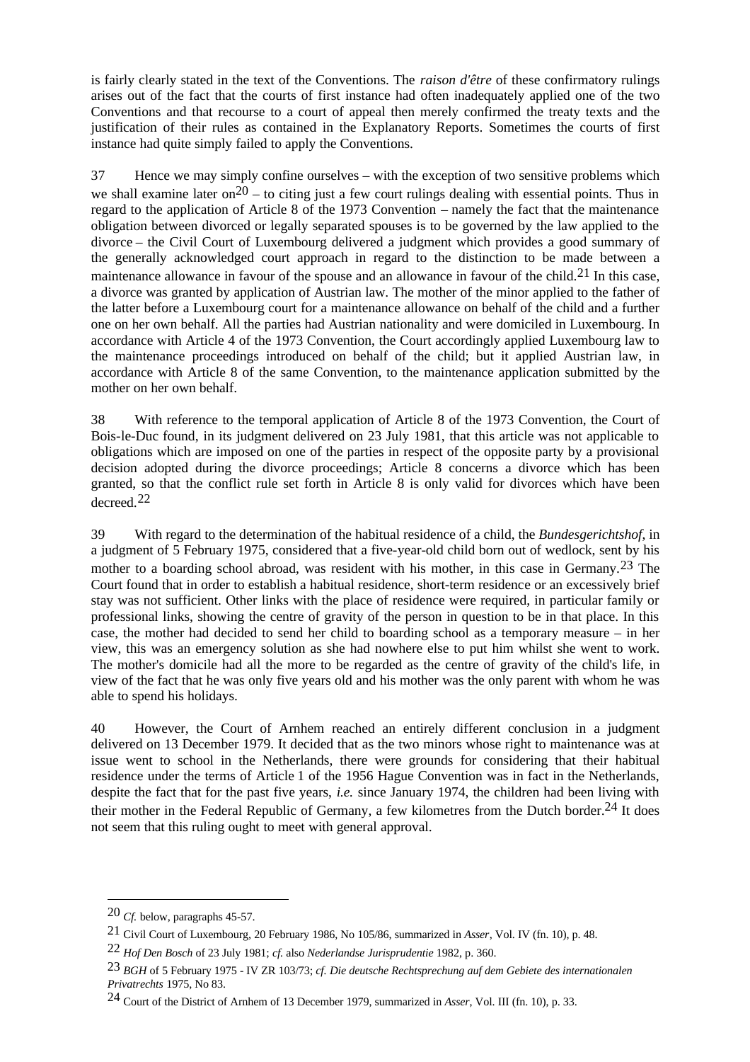is fairly clearly stated in the text of the Conventions. The *raison d'être* of these confirmatory rulings arises out of the fact that the courts of first instance had often inadequately applied one of the two Conventions and that recourse to a court of appeal then merely confirmed the treaty texts and the justification of their rules as contained in the Explanatory Reports. Sometimes the courts of first instance had quite simply failed to apply the Conventions.

37 Hence we may simply confine ourselves – with the exception of two sensitive problems which we shall examine later on[20] – to citing just a few court rulings dealing with essential points. Thus in regard to the application of Article 8 of the 1973 Convention – namely the fact that the maintenance obligation between divorced or legally separated spouses is to be governed by the law applied to the divorce – the Civil Court of Luxembourg delivered a judgment which provides a good summary of the generally acknowledged court approach in regard to the distinction to be made between a maintenance allowance in favour of the spouse and an allowance in favour of the child.[21] In this case, a divorce was granted by application of Austrian law. The mother of the minor applied to the father of the latter before a Luxembourg court for a maintenance allowance on behalf of the child and a further one on her own behalf. All the parties had Austrian nationality and were domiciled in Luxembourg. In accordance with Article 4 of the 1973 Convention, the Court accordingly applied Luxembourg law to the maintenance proceedings introduced on behalf of the child; but it applied Austrian law, in accordance with Article 8 of the same Convention, to the maintenance application submitted by the mother on her own behalf.

38 With reference to the temporal application of Article 8 of the 1973 Convention, the Court of Bois-le-Duc found, in its judgment delivered on 23 July 1981, that this article was not applicable to obligations which are imposed on one of the parties in respect of the opposite party by a provisional decision adopted during the divorce proceedings; Article 8 concerns a divorce which has been granted, so that the conflict rule set forth in Article 8 is only valid for divorces which have been decreed.[22]

39 With regard to the determination of the habitual residence of a child, the *Bundesgerichtshof*, in a judgment of 5 February 1975, considered that a five-year-old child born out of wedlock, sent by his mother to a boarding school abroad, was resident with his mother, in this case in Germany.[23] The Court found that in order to establish a habitual residence, short-term residence or an excessively brief stay was not sufficient. Other links with the place of residence were required, in particular family or professional links, showing the centre of gravity of the person in question to be in that place. In this case, the mother had decided to send her child to boarding school as a temporary measure – in her view, this was an emergency solution as she had nowhere else to put him whilst she went to work. The mother's domicile had all the more to be regarded as the centre of gravity of the child's life, in view of the fact that he was only five years old and his mother was the only parent with whom he was able to spend his holidays.

40 However, the Court of Arnhem reached an entirely different conclusion in a judgment delivered on 13 December 1979. It decided that as the two minors whose right to maintenance was at issue went to school in the Netherlands, there were grounds for considering that their habitual residence under the terms of Article 1 of the 1956 Hague Convention was in fact in the Netherlands, despite the fact that for the past five years, *i.e.* since January 1974, the children had been living with their mother in the Federal Republic of Germany, a few kilometres from the Dutch border.[24] It does not seem that this ruling ought to meet with general approval.

---

[20] *Cf.* below, paragraphs 45-57.

[21] Civil Court of Luxembourg, 20 February 1986, No 105/86, summarized in *Asser*, Vol. IV (fn. 10), p. 48.

[22] *Hof Den Bosch* of 23 July 1981; *cf.* also *Nederlandse Jurisprudentie* 1982, p. 360.

[23] *BGH* of 5 February 1975 - IV ZR 103/73; *cf. Die deutsche Rechtsprechung auf dem Gebiete des internationalen Privatrechts* 1975, No 83.

[24] Court of the District of Arnhem of 13 December 1979, summarized in *Asser*, Vol. III (fn. 10), p. 33.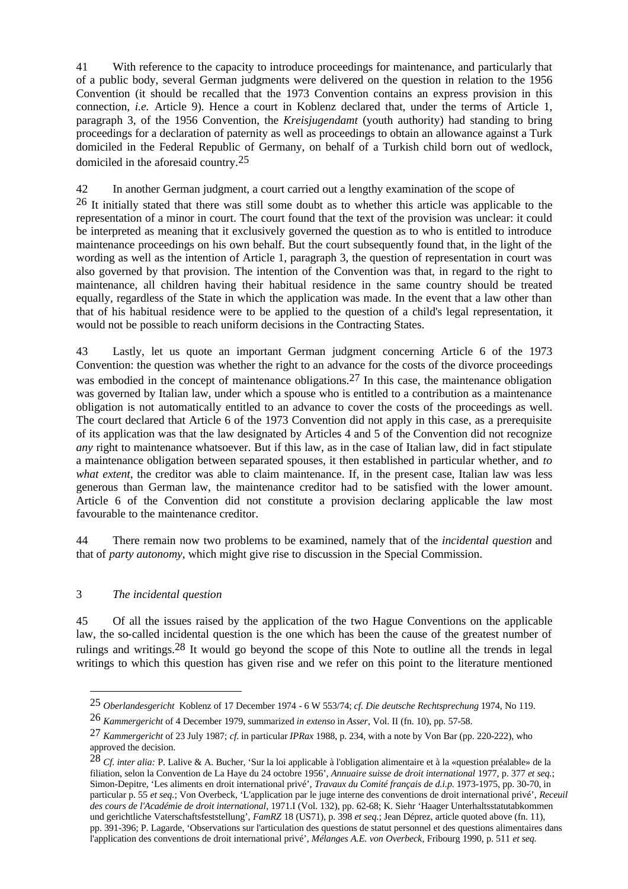41 With reference to the capacity to introduce proceedings for maintenance, and particularly that of a public body, several German judgments were delivered on the question in relation to the 1956 Convention (it should be recalled that the 1973 Convention contains an express provision in this connection, *i.e.* Article 9). Hence a court in Koblenz declared that, under the terms of Article 1, paragraph 3, of the 1956 Convention, the *Kreisjugendamt* (youth authority) had standing to bring proceedings for a declaration of paternity as well as proceedings to obtain an allowance against a Turk domiciled in the Federal Republic of Germany, on behalf of a Turkish child born out of wedlock, domiciled in the aforesaid country.[25]

42 In another German judgment, a court carried out a lengthy examination of the scope of [26] It initially stated that there was still some doubt as to whether this article was applicable to the representation of a minor in court. The court found that the text of the provision was unclear: it could be interpreted as meaning that it exclusively governed the question as to who is entitled to introduce maintenance proceedings on his own behalf. But the court subsequently found that, in the light of the wording as well as the intention of Article 1, paragraph 3, the question of representation in court was also governed by that provision. The intention of the Convention was that, in regard to the right to maintenance, all children having their habitual residence in the same country should be treated equally, regardless of the State in which the application was made. In the event that a law other than that of his habitual residence were to be applied to the question of a child's legal representation, it would not be possible to reach uniform decisions in the Contracting States.

43 Lastly, let us quote an important German judgment concerning Article 6 of the 1973 Convention: the question was whether the right to an advance for the costs of the divorce proceedings was embodied in the concept of maintenance obligations.[27] In this case, the maintenance obligation was governed by Italian law, under which a spouse who is entitled to a contribution as a maintenance obligation is not automatically entitled to an advance to cover the costs of the proceedings as well. The court declared that Article 6 of the 1973 Convention did not apply in this case, as a prerequisite of its application was that the law designated by Articles 4 and 5 of the Convention did not recognize *any* right to maintenance whatsoever. But if this law, as in the case of Italian law, did in fact stipulate a maintenance obligation between separated spouses, it then established in particular whether, and *to what extent*, the creditor was able to claim maintenance. If, in the present case, Italian law was less generous than German law, the maintenance creditor had to be satisfied with the lower amount. Article 6 of the Convention did not constitute a provision declaring applicable the law most favourable to the maintenance creditor.

44 There remain now two problems to be examined, namely that of the *incidental question* and that of *party autonomy*, which might give rise to discussion in the Special Commission.

## 3 *The incidental question*

45 Of all the issues raised by the application of the two Hague Conventions on the applicable law, the so-called incidental question is the one which has been the cause of the greatest number of rulings and writings.[28] It would go beyond the scope of this Note to outline all the trends in legal writings to which this question has given rise and we refer on this point to the literature mentioned

---

[25] *Oberlandesgericht* Koblenz of 17 December 1974 - 6 W 553/74; *cf. Die deutsche Rechtsprechung* 1974, No 119.

[26] *Kammergericht* of 4 December 1979, summarized *in extenso* in *Asser*, Vol. II (fn. 10), pp. 57-58.

[27] *Kammergericht* of 23 July 1987; *cf.* in particular *IPRax* 1988, p. 234, with a note by Von Bar (pp. 220-222), who approved the decision.

[28] *Cf. inter alia:* P. Lalive & A. Bucher, 'Sur la loi applicable à l'obligation alimentaire et à la «question préalable» de la filiation, selon la Convention de La Haye du 24 octobre 1956', *Annuaire suisse de droit international* 1977, p. 377 *et seq.*; Simon-Depitre, 'Les aliments en droit international privé', *Travaux du Comité français de d.i.p.* 1973-1975, pp. 30-70, in particular p. 55 *et seq.*; Von Overbeck, 'L'application par le juge interne des conventions de droit international privé', *Receuil des cours de l'Académie de droit international*, 1971.I (Vol. 132), pp. 62-68; K. Siehr 'Haager Unterhaltsstatutabkommen und gerichtliche Vaterschaftsfeststellung', *FamRZ* 18 (US71), p. 398 *et seq.*; Jean Déprez, article quoted above (fn. 11), pp. 391-396; P. Lagarde, 'Observations sur l'articulation des questions de statut personnel et des questions alimentaires dans l'application des conventions de droit international privé', *Mélanges A.E. von Overbeck*, Fribourg 1990, p. 511 *et seq.*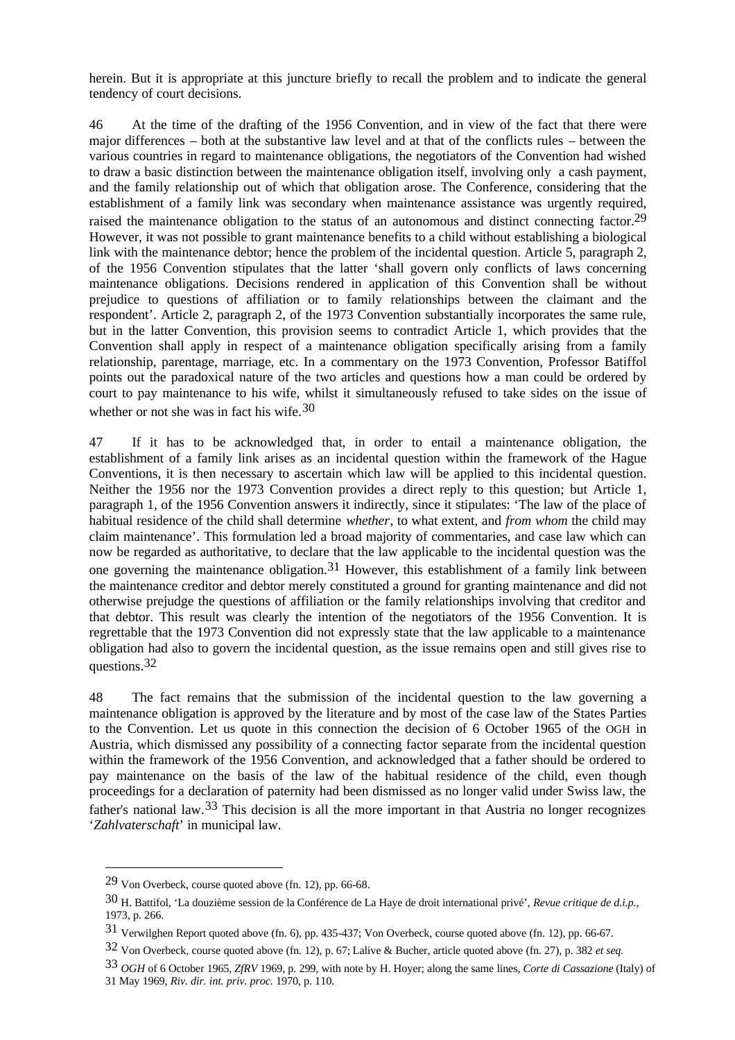herein. But it is appropriate at this juncture briefly to recall the problem and to indicate the general tendency of court decisions.

46 At the time of the drafting of the 1956 Convention, and in view of the fact that there were major differences – both at the substantive law level and at that of the conflicts rules – between the various countries in regard to maintenance obligations, the negotiators of the Convention had wished to draw a basic distinction between the maintenance obligation itself, involving only a cash payment, and the family relationship out of which that obligation arose. The Conference, considering that the establishment of a family link was secondary when maintenance assistance was urgently required, raised the maintenance obligation to the status of an autonomous and distinct connecting factor.[29] However, it was not possible to grant maintenance benefits to a child without establishing a biological link with the maintenance debtor; hence the problem of the incidental question. Article 5, paragraph 2, of the 1956 Convention stipulates that the latter 'shall govern only conflicts of laws concerning maintenance obligations. Decisions rendered in application of this Convention shall be without prejudice to questions of affiliation or to family relationships between the claimant and the respondent'. Article 2, paragraph 2, of the 1973 Convention substantially incorporates the same rule, but in the latter Convention, this provision seems to contradict Article 1, which provides that the Convention shall apply in respect of a maintenance obligation specifically arising from a family relationship, parentage, marriage, etc. In a commentary on the 1973 Convention, Professor Batiffol points out the paradoxical nature of the two articles and questions how a man could be ordered by court to pay maintenance to his wife, whilst it simultaneously refused to take sides on the issue of whether or not she was in fact his wife.[30]

47 If it has to be acknowledged that, in order to entail a maintenance obligation, the establishment of a family link arises as an incidental question within the framework of the Hague Conventions, it is then necessary to ascertain which law will be applied to this incidental question. Neither the 1956 nor the 1973 Convention provides a direct reply to this question; but Article 1, paragraph 1, of the 1956 Convention answers it indirectly, since it stipulates: 'The law of the place of habitual residence of the child shall determine *whether*, to what extent, and *from whom* the child may claim maintenance'. This formulation led a broad majority of commentaries, and case law which can now be regarded as authoritative, to declare that the law applicable to the incidental question was the one governing the maintenance obligation.[31] However, this establishment of a family link between the maintenance creditor and debtor merely constituted a ground for granting maintenance and did not otherwise prejudge the questions of affiliation or the family relationships involving that creditor and that debtor. This result was clearly the intention of the negotiators of the 1956 Convention. It is regrettable that the 1973 Convention did not expressly state that the law applicable to a maintenance obligation had also to govern the incidental question, as the issue remains open and still gives rise to questions.[32]

48 The fact remains that the submission of the incidental question to the law governing a maintenance obligation is approved by the literature and by most of the case law of the States Parties to the Convention. Let us quote in this connection the decision of 6 October 1965 of the OGH in Austria, which dismissed any possibility of a connecting factor separate from the incidental question within the framework of the 1956 Convention, and acknowledged that a father should be ordered to pay maintenance on the basis of the law of the habitual residence of the child, even though proceedings for a declaration of paternity had been dismissed as no longer valid under Swiss law, the father's national law.[33] This decision is all the more important in that Austria no longer recognizes '*Zahlvaterschaft*' in municipal law.

---

[29] Von Overbeck, course quoted above (fn. 12), pp. 66-68.

[30] H. Battifol, 'La douzième session de la Conférence de La Haye de droit international privé', *Revue critique de d.i.p.*, 1973, p. 266.

[31] Verwilghen Report quoted above (fn. 6), pp. 435-437; Von Overbeck, course quoted above (fn. 12), pp. 66-67.

[32] Von Overbeck, course quoted above (fn. 12), p. 67; Lalive & Bucher, article quoted above (fn. 27), p. 382 *et seq.*

[33] *OGH* of 6 October 1965, *ZfRV* 1969, p. 299, with note by H. Hoyer; along the same lines, *Corte di Cassazione* (Italy) of 31 May 1969, *Riv. dir. int. priv. proc.* 1970, p. 110.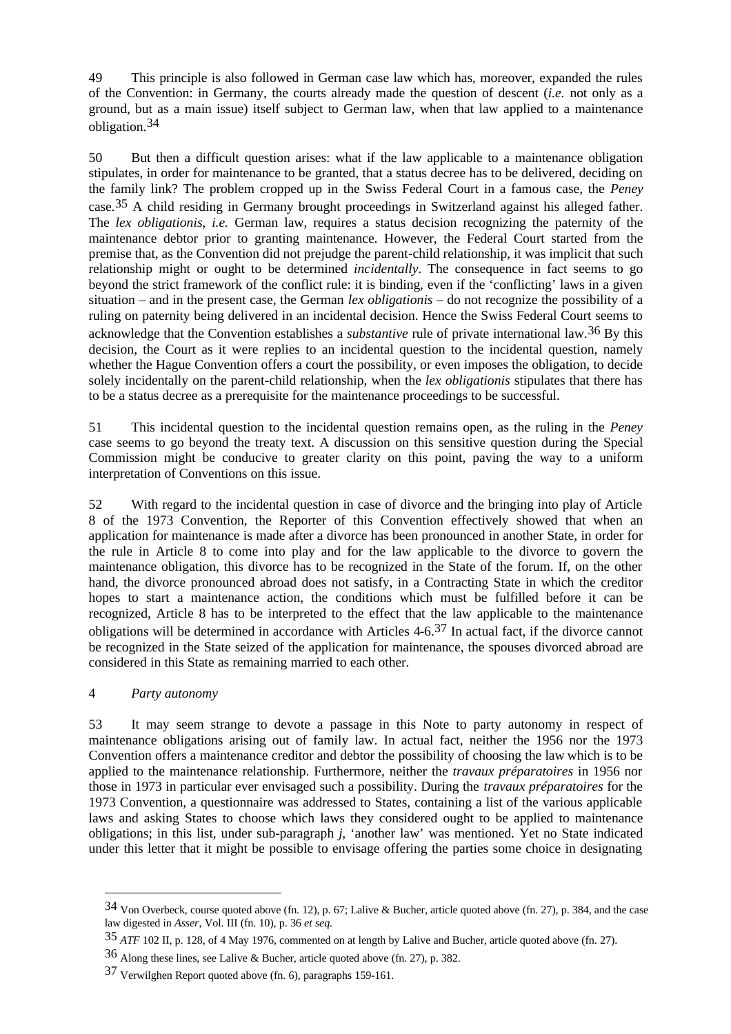49 This principle is also followed in German case law which has, moreover, expanded the rules of the Convention: in Germany, the courts already made the question of descent (*i.e.* not only as a ground, but as a main issue) itself subject to German law, when that law applied to a maintenance obligation.[34]

50 But then a difficult question arises: what if the law applicable to a maintenance obligation stipulates, in order for maintenance to be granted, that a status decree has to be delivered, deciding on the family link? The problem cropped up in the Swiss Federal Court in a famous case, the *Peney* case.[35] A child residing in Germany brought proceedings in Switzerland against his alleged father. The *lex obligationis*, *i.e.* German law, requires a status decision recognizing the paternity of the maintenance debtor prior to granting maintenance. However, the Federal Court started from the premise that, as the Convention did not prejudge the parent-child relationship, it was implicit that such relationship might or ought to be determined *incidentally*. The consequence in fact seems to go beyond the strict framework of the conflict rule: it is binding, even if the 'conflicting' laws in a given situation – and in the present case, the German *lex obligationis* – do not recognize the possibility of a ruling on paternity being delivered in an incidental decision. Hence the Swiss Federal Court seems to acknowledge that the Convention establishes a *substantive* rule of private international law.[36] By this decision, the Court as it were replies to an incidental question to the incidental question, namely whether the Hague Convention offers a court the possibility, or even imposes the obligation, to decide solely incidentally on the parent-child relationship, when the *lex obligationis* stipulates that there has to be a status decree as a prerequisite for the maintenance proceedings to be successful.

51 This incidental question to the incidental question remains open, as the ruling in the *Peney* case seems to go beyond the treaty text. A discussion on this sensitive question during the Special Commission might be conducive to greater clarity on this point, paving the way to a uniform interpretation of Conventions on this issue.

52 With regard to the incidental question in case of divorce and the bringing into play of Article 8 of the 1973 Convention, the Reporter of this Convention effectively showed that when an application for maintenance is made after a divorce has been pronounced in another State, in order for the rule in Article 8 to come into play and for the law applicable to the divorce to govern the maintenance obligation, this divorce has to be recognized in the State of the forum. If, on the other hand, the divorce pronounced abroad does not satisfy, in a Contracting State in which the creditor hopes to start a maintenance action, the conditions which must be fulfilled before it can be recognized, Article 8 has to be interpreted to the effect that the law applicable to the maintenance obligations will be determined in accordance with Articles 4-6.[37] In actual fact, if the divorce cannot be recognized in the State seized of the application for maintenance, the spouses divorced abroad are considered in this State as remaining married to each other.

### 4 *Party autonomy*

53 It may seem strange to devote a passage in this Note to party autonomy in respect of maintenance obligations arising out of family law. In actual fact, neither the 1956 nor the 1973 Convention offers a maintenance creditor and debtor the possibility of choosing the law which is to be applied to the maintenance relationship. Furthermore, neither the *travaux préparatoires* in 1956 nor those in 1973 in particular ever envisaged such a possibility. During the *travaux préparatoires* for the 1973 Convention, a questionnaire was addressed to States, containing a list of the various applicable laws and asking States to choose which laws they considered ought to be applied to maintenance obligations; in this list, under sub-paragraph *j*, 'another law' was mentioned. Yet no State indicated under this letter that it might be possible to envisage offering the parties some choice in designating

---

[34] Von Overbeck, course quoted above (fn. 12), p. 67; Lalive & Bucher, article quoted above (fn. 27), p. 384, and the case law digested in *Asser*, Vol. III (fn. 10), p. 36 *et seq.*

[35] *ATF* 102 II, p. 128, of 4 May 1976, commented on at length by Lalive and Bucher, article quoted above (fn. 27).

[36] Along these lines, see Lalive & Bucher, article quoted above (fn. 27), p. 382.

[37] Verwilghen Report quoted above (fn. 6), paragraphs 159-161.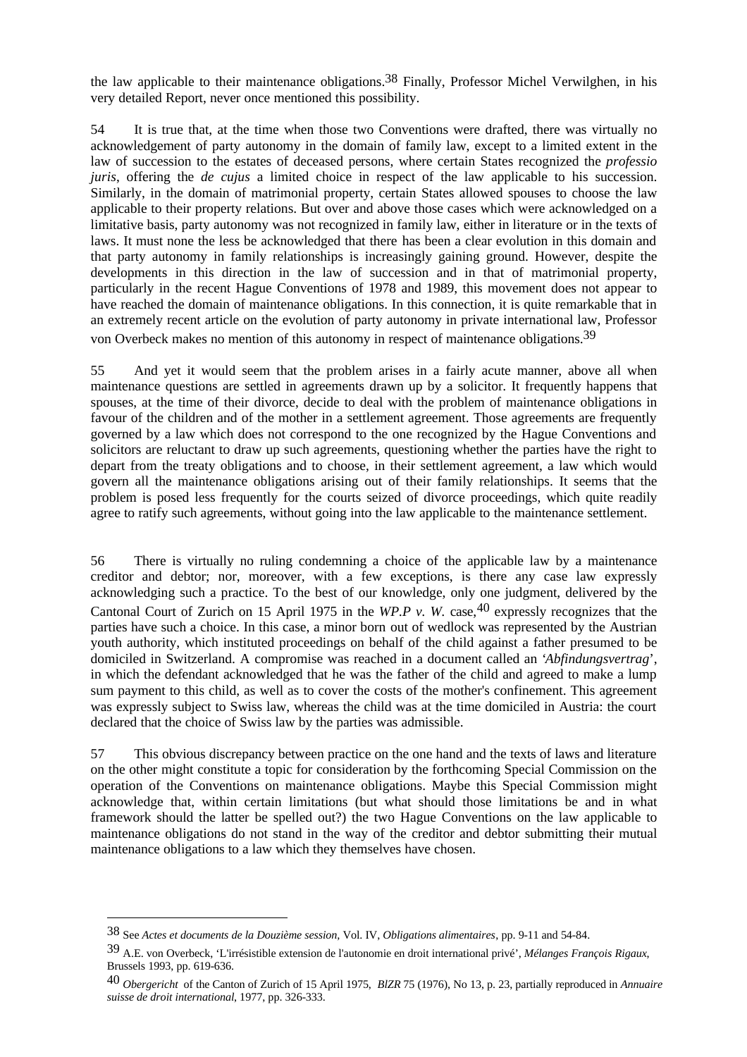the law applicable to their maintenance obligations.[38] Finally, Professor Michel Verwilghen, in his very detailed Report, never once mentioned this possibility.

54 It is true that, at the time when those two Conventions were drafted, there was virtually no acknowledgement of party autonomy in the domain of family law, except to a limited extent in the law of succession to the estates of deceased persons, where certain States recognized the *professio juris*, offering the *de cujus* a limited choice in respect of the law applicable to his succession. Similarly, in the domain of matrimonial property, certain States allowed spouses to choose the law applicable to their property relations. But over and above those cases which were acknowledged on a limitative basis, party autonomy was not recognized in family law, either in literature or in the texts of laws. It must none the less be acknowledged that there has been a clear evolution in this domain and that party autonomy in family relationships is increasingly gaining ground. However, despite the developments in this direction in the law of succession and in that of matrimonial property, particularly in the recent Hague Conventions of 1978 and 1989, this movement does not appear to have reached the domain of maintenance obligations. In this connection, it is quite remarkable that in an extremely recent article on the evolution of party autonomy in private international law, Professor von Overbeck makes no mention of this autonomy in respect of maintenance obligations.[39]

55 And yet it would seem that the problem arises in a fairly acute manner, above all when maintenance questions are settled in agreements drawn up by a solicitor. It frequently happens that spouses, at the time of their divorce, decide to deal with the problem of maintenance obligations in favour of the children and of the mother in a settlement agreement. Those agreements are frequently governed by a law which does not correspond to the one recognized by the Hague Conventions and solicitors are reluctant to draw up such agreements, questioning whether the parties have the right to depart from the treaty obligations and to choose, in their settlement agreement, a law which would govern all the maintenance obligations arising out of their family relationships. It seems that the problem is posed less frequently for the courts seized of divorce proceedings, which quite readily agree to ratify such agreements, without going into the law applicable to the maintenance settlement.

56 There is virtually no ruling condemning a choice of the applicable law by a maintenance creditor and debtor; nor, moreover, with a few exceptions, is there any case law expressly acknowledging such a practice. To the best of our knowledge, only one judgment, delivered by the Cantonal Court of Zurich on 15 April 1975 in the *WP.P v. W.* case,[40] expressly recognizes that the parties have such a choice. In this case, a minor born out of wedlock was represented by the Austrian youth authority, which instituted proceedings on behalf of the child against a father presumed to be domiciled in Switzerland. A compromise was reached in a document called an '*Abfindungsvertrag*', in which the defendant acknowledged that he was the father of the child and agreed to make a lump sum payment to this child, as well as to cover the costs of the mother's confinement. This agreement was expressly subject to Swiss law, whereas the child was at the time domiciled in Austria: the court declared that the choice of Swiss law by the parties was admissible.

57 This obvious discrepancy between practice on the one hand and the texts of laws and literature on the other might constitute a topic for consideration by the forthcoming Special Commission on the operation of the Conventions on maintenance obligations. Maybe this Special Commission might acknowledge that, within certain limitations (but what should those limitations be and in what framework should the latter be spelled out?) the two Hague Conventions on the law applicable to maintenance obligations do not stand in the way of the creditor and debtor submitting their mutual maintenance obligations to a law which they themselves have chosen.

---

[38] See *Actes et documents de la Douzième session*, Vol. IV, *Obligations alimentaires*, pp. 9-11 and 54-84.

[39] A.E. von Overbeck, 'L'irrésistible extension de l'autonomie en droit international privé', *Mélanges François Rigaux*, Brussels 1993, pp. 619-636.

[40] *Obergericht* of the Canton of Zurich of 15 April 1975, *BlZR* 75 (1976), No 13, p. 23, partially reproduced in *Annuaire suisse de droit international*, 1977, pp. 326-333.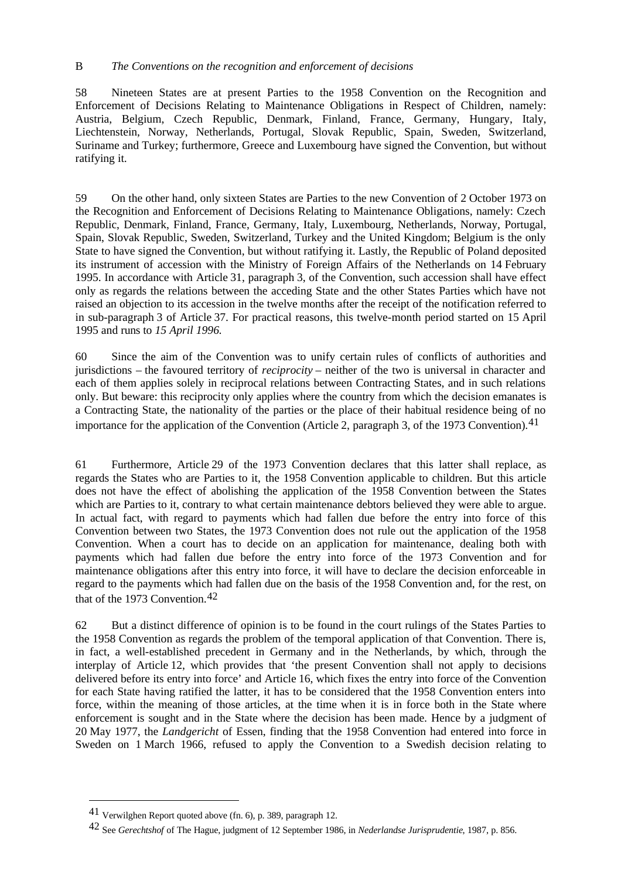B *The Conventions on the recognition and enforcement of decisions*

58 Nineteen States are at present Parties to the 1958 Convention on the Recognition and Enforcement of Decisions Relating to Maintenance Obligations in Respect of Children, namely: Austria, Belgium, Czech Republic, Denmark, Finland, France, Germany, Hungary, Italy, Liechtenstein, Norway, Netherlands, Portugal, Slovak Republic, Spain, Sweden, Switzerland, Suriname and Turkey; furthermore, Greece and Luxembourg have signed the Convention, but without ratifying it.

59 On the other hand, only sixteen States are Parties to the new Convention of 2 October 1973 on the Recognition and Enforcement of Decisions Relating to Maintenance Obligations, namely: Czech Republic, Denmark, Finland, France, Germany, Italy, Luxembourg, Netherlands, Norway, Portugal, Spain, Slovak Republic, Sweden, Switzerland, Turkey and the United Kingdom; Belgium is the only State to have signed the Convention, but without ratifying it. Lastly, the Republic of Poland deposited its instrument of accession with the Ministry of Foreign Affairs of the Netherlands on 14 February 1995. In accordance with Article 31, paragraph 3, of the Convention, such accession shall have effect only as regards the relations between the acceding State and the other States Parties which have not raised an objection to its accession in the twelve months after the receipt of the notification referred to in sub-paragraph 3 of Article 37. For practical reasons, this twelve-month period started on 15 April 1995 and runs to *15 April 1996.*

60 Since the aim of the Convention was to unify certain rules of conflicts of authorities and jurisdictions – the favoured territory of *reciprocity* – neither of the two is universal in character and each of them applies solely in reciprocal relations between Contracting States, and in such relations only. But beware: this reciprocity only applies where the country from which the decision emanates is a Contracting State, the nationality of the parties or the place of their habitual residence being of no importance for the application of the Convention (Article 2, paragraph 3, of the 1973 Convention).[41]

61 Furthermore, Article 29 of the 1973 Convention declares that this latter shall replace, as regards the States who are Parties to it, the 1958 Convention applicable to children. But this article does not have the effect of abolishing the application of the 1958 Convention between the States which are Parties to it, contrary to what certain maintenance debtors believed they were able to argue. In actual fact, with regard to payments which had fallen due before the entry into force of this Convention between two States, the 1973 Convention does not rule out the application of the 1958 Convention. When a court has to decide on an application for maintenance, dealing both with payments which had fallen due before the entry into force of the 1973 Convention and for maintenance obligations after this entry into force, it will have to declare the decision enforceable in regard to the payments which had fallen due on the basis of the 1958 Convention and, for the rest, on that of the 1973 Convention.[42]

62 But a distinct difference of opinion is to be found in the court rulings of the States Parties to the 1958 Convention as regards the problem of the temporal application of that Convention. There is, in fact, a well-established precedent in Germany and in the Netherlands, by which, through the interplay of Article 12, which provides that 'the present Convention shall not apply to decisions delivered before its entry into force' and Article 16, which fixes the entry into force of the Convention for each State having ratified the latter, it has to be considered that the 1958 Convention enters into force, within the meaning of those articles, at the time when it is in force both in the State where enforcement is sought and in the State where the decision has been made. Hence by a judgment of 20 May 1977, the *Landgericht* of Essen, finding that the 1958 Convention had entered into force in Sweden on 1 March 1966, refused to apply the Convention to a Swedish decision relating to

---

[41] Verwilghen Report quoted above (fn. 6), p. 389, paragraph 12.

[42] See *Gerechtshof* of The Hague, judgment of 12 September 1986, in *Nederlandse Jurisprudentie,* 1987, p. 856.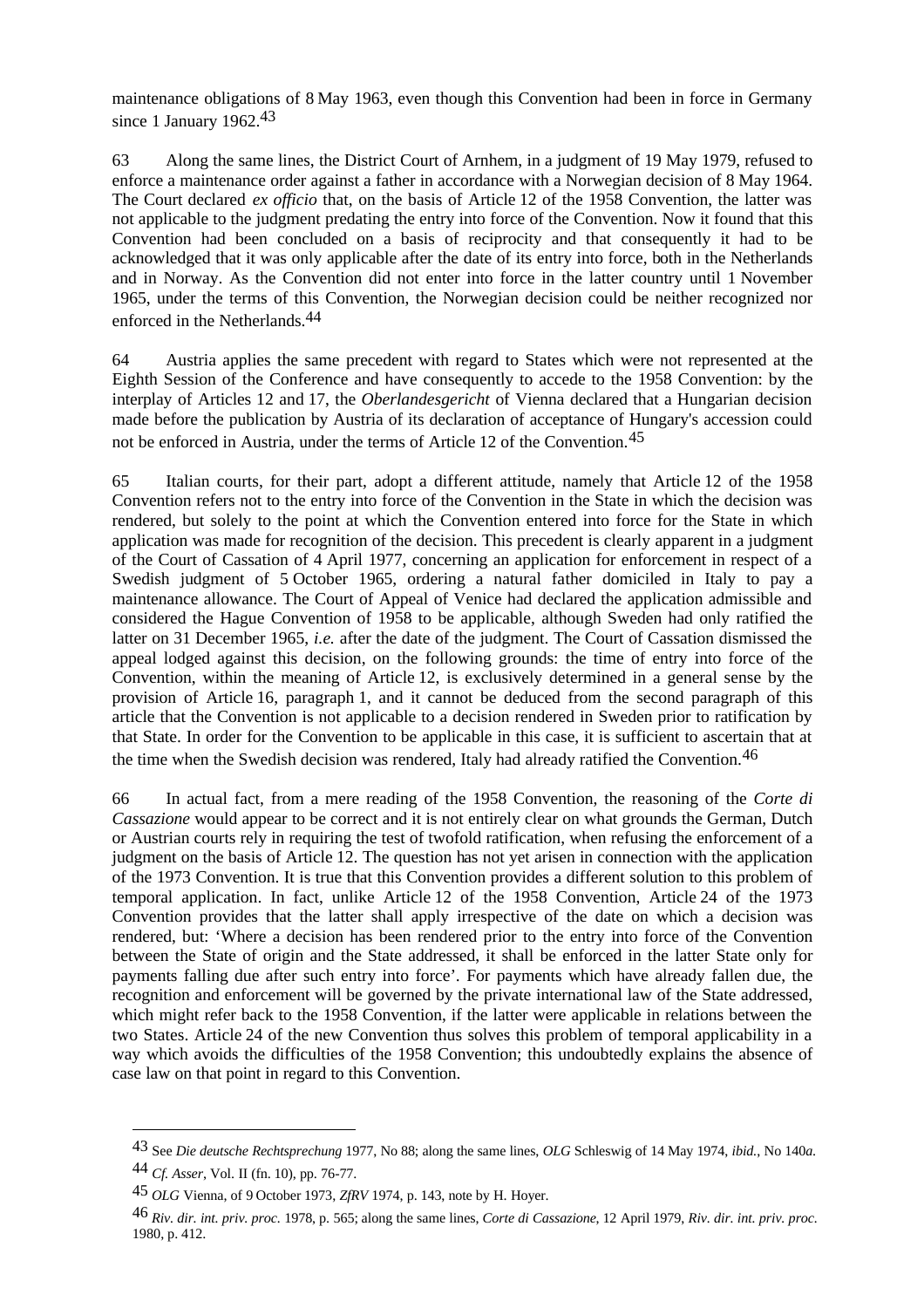maintenance obligations of 8 May 1963, even though this Convention had been in force in Germany since 1 January 1962.[43]

63 Along the same lines, the District Court of Arnhem, in a judgment of 19 May 1979, refused to enforce a maintenance order against a father in accordance with a Norwegian decision of 8 May 1964. The Court declared *ex officio* that, on the basis of Article 12 of the 1958 Convention, the latter was not applicable to the judgment predating the entry into force of the Convention. Now it found that this Convention had been concluded on a basis of reciprocity and that consequently it had to be acknowledged that it was only applicable after the date of its entry into force, both in the Netherlands and in Norway. As the Convention did not enter into force in the latter country until 1 November 1965, under the terms of this Convention, the Norwegian decision could be neither recognized nor enforced in the Netherlands.[44]

64 Austria applies the same precedent with regard to States which were not represented at the Eighth Session of the Conference and have consequently to accede to the 1958 Convention: by the interplay of Articles 12 and 17, the *Oberlandesgericht* of Vienna declared that a Hungarian decision made before the publication by Austria of its declaration of acceptance of Hungary's accession could not be enforced in Austria, under the terms of Article 12 of the Convention.[45]

65 Italian courts, for their part, adopt a different attitude, namely that Article 12 of the 1958 Convention refers not to the entry into force of the Convention in the State in which the decision was rendered, but solely to the point at which the Convention entered into force for the State in which application was made for recognition of the decision. This precedent is clearly apparent in a judgment of the Court of Cassation of 4 April 1977, concerning an application for enforcement in respect of a Swedish judgment of 5 October 1965, ordering a natural father domiciled in Italy to pay a maintenance allowance. The Court of Appeal of Venice had declared the application admissible and considered the Hague Convention of 1958 to be applicable, although Sweden had only ratified the latter on 31 December 1965, *i.e.* after the date of the judgment. The Court of Cassation dismissed the appeal lodged against this decision, on the following grounds: the time of entry into force of the Convention, within the meaning of Article 12, is exclusively determined in a general sense by the provision of Article 16, paragraph 1, and it cannot be deduced from the second paragraph of this article that the Convention is not applicable to a decision rendered in Sweden prior to ratification by that State. In order for the Convention to be applicable in this case, it is sufficient to ascertain that at the time when the Swedish decision was rendered, Italy had already ratified the Convention.[46]

66 In actual fact, from a mere reading of the 1958 Convention, the reasoning of the *Corte di Cassazione* would appear to be correct and it is not entirely clear on what grounds the German, Dutch or Austrian courts rely in requiring the test of twofold ratification, when refusing the enforcement of a judgment on the basis of Article 12. The question has not yet arisen in connection with the application of the 1973 Convention. It is true that this Convention provides a different solution to this problem of temporal application. In fact, unlike Article 12 of the 1958 Convention, Article 24 of the 1973 Convention provides that the latter shall apply irrespective of the date on which a decision was rendered, but: 'Where a decision has been rendered prior to the entry into force of the Convention between the State of origin and the State addressed, it shall be enforced in the latter State only for payments falling due after such entry into force'. For payments which have already fallen due, the recognition and enforcement will be governed by the private international law of the State addressed, which might refer back to the 1958 Convention, if the latter were applicable in relations between the two States. Article 24 of the new Convention thus solves this problem of temporal applicability in a way which avoids the difficulties of the 1958 Convention; this undoubtedly explains the absence of case law on that point in regard to this Convention.

---

[43] See *Die deutsche Rechtsprechung* 1977, No 88; along the same lines, *OLG* Schleswig of 14 May 1974, *ibid.*, No 140*a*.

[44] *Cf. Asser*, Vol. II (fn. 10), pp. 76-77.

[45] *OLG* Vienna, of 9 October 1973, *ZfRV* 1974, p. 143, note by H. Hoyer.

[46] *Riv. dir. int. priv. proc.* 1978, p. 565; along the same lines, *Corte di Cassazione*, 12 April 1979, *Riv. dir. int. priv. proc.* 1980, p. 412.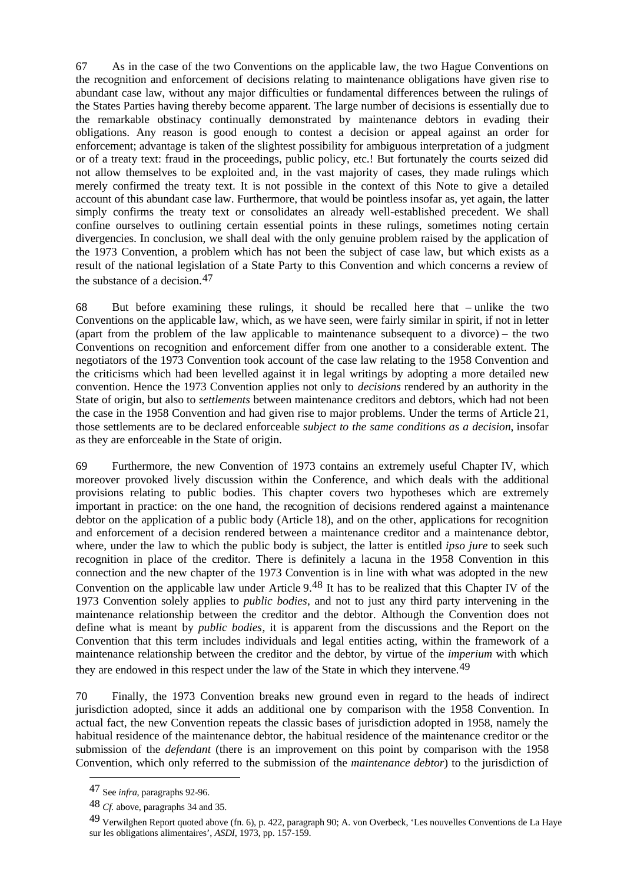67 As in the case of the two Conventions on the applicable law, the two Hague Conventions on the recognition and enforcement of decisions relating to maintenance obligations have given rise to abundant case law, without any major difficulties or fundamental differences between the rulings of the States Parties having thereby become apparent. The large number of decisions is essentially due to the remarkable obstinacy continually demonstrated by maintenance debtors in evading their obligations. Any reason is good enough to contest a decision or appeal against an order for enforcement; advantage is taken of the slightest possibility for ambiguous interpretation of a judgment or of a treaty text: fraud in the proceedings, public policy, etc.! But fortunately the courts seized did not allow themselves to be exploited and, in the vast majority of cases, they made rulings which merely confirmed the treaty text. It is not possible in the context of this Note to give a detailed account of this abundant case law. Furthermore, that would be pointless insofar as, yet again, the latter simply confirms the treaty text or consolidates an already well-established precedent. We shall confine ourselves to outlining certain essential points in these rulings, sometimes noting certain divergencies. In conclusion, we shall deal with the only genuine problem raised by the application of the 1973 Convention, a problem which has not been the subject of case law, but which exists as a result of the national legislation of a State Party to this Convention and which concerns a review of the substance of a decision.[47]

68 But before examining these rulings, it should be recalled here that – unlike the two Conventions on the applicable law, which, as we have seen, were fairly similar in spirit, if not in letter (apart from the problem of the law applicable to maintenance subsequent to a divorce) – the two Conventions on recognition and enforcement differ from one another to a considerable extent. The negotiators of the 1973 Convention took account of the case law relating to the 1958 Convention and the criticisms which had been levelled against it in legal writings by adopting a more detailed new convention. Hence the 1973 Convention applies not only to *decisions* rendered by an authority in the State of origin, but also to *settlements* between maintenance creditors and debtors, which had not been the case in the 1958 Convention and had given rise to major problems. Under the terms of Article 21, those settlements are to be declared enforceable *subject to the same conditions as a decision*, insofar as they are enforceable in the State of origin.

69 Furthermore, the new Convention of 1973 contains an extremely useful Chapter IV, which moreover provoked lively discussion within the Conference, and which deals with the additional provisions relating to public bodies. This chapter covers two hypotheses which are extremely important in practice: on the one hand, the recognition of decisions rendered against a maintenance debtor on the application of a public body (Article 18), and on the other, applications for recognition and enforcement of a decision rendered between a maintenance creditor and a maintenance debtor, where, under the law to which the public body is subject, the latter is entitled *ipso jure* to seek such recognition in place of the creditor. There is definitely a lacuna in the 1958 Convention in this connection and the new chapter of the 1973 Convention is in line with what was adopted in the new Convention on the applicable law under Article 9.[48] It has to be realized that this Chapter IV of the 1973 Convention solely applies to *public bodies*, and not to just any third party intervening in the maintenance relationship between the creditor and the debtor. Although the Convention does not define what is meant by *public bodies*, it is apparent from the discussions and the Report on the Convention that this term includes individuals and legal entities acting, within the framework of a maintenance relationship between the creditor and the debtor, by virtue of the *imperium* with which they are endowed in this respect under the law of the State in which they intervene.[49]

70 Finally, the 1973 Convention breaks new ground even in regard to the heads of indirect jurisdiction adopted, since it adds an additional one by comparison with the 1958 Convention. In actual fact, the new Convention repeats the classic bases of jurisdiction adopted in 1958, namely the habitual residence of the maintenance debtor, the habitual residence of the maintenance creditor or the submission of the *defendant* (there is an improvement on this point by comparison with the 1958 Convention, which only referred to the submission of the *maintenance debtor*) to the jurisdiction of

---

[47] See *infra*, paragraphs 92-96.

[48] *Cf.* above, paragraphs 34 and 35.

[49] Verwilghen Report quoted above (fn. 6), p. 422, paragraph 90; A. von Overbeck, 'Les nouvelles Conventions de La Haye sur les obligations alimentaires', *ASDI*, 1973, pp. 157-159.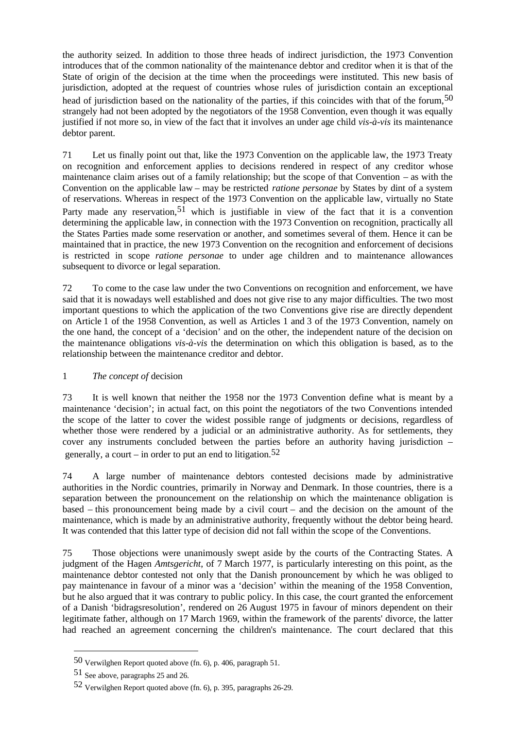the authority seized. In addition to those three heads of indirect jurisdiction, the 1973 Convention introduces that of the common nationality of the maintenance debtor and creditor when it is that of the State of origin of the decision at the time when the proceedings were instituted. This new basis of jurisdiction, adopted at the request of countries whose rules of jurisdiction contain an exceptional head of jurisdiction based on the nationality of the parties, if this coincides with that of the forum,[50] strangely had not been adopted by the negotiators of the 1958 Convention, even though it was equally justified if not more so, in view of the fact that it involves an under age child *vis-à-vis* its maintenance debtor parent.

71 Let us finally point out that, like the 1973 Convention on the applicable law, the 1973 Treaty on recognition and enforcement applies to decisions rendered in respect of any creditor whose maintenance claim arises out of a family relationship; but the scope of that Convention – as with the Convention on the applicable law – may be restricted *ratione personae* by States by dint of a system of reservations. Whereas in respect of the 1973 Convention on the applicable law, virtually no State Party made any reservation,[51] which is justifiable in view of the fact that it is a convention determining the applicable law, in connection with the 1973 Convention on recognition, practically all the States Parties made some reservation or another, and sometimes several of them. Hence it can be maintained that in practice, the new 1973 Convention on the recognition and enforcement of decisions is restricted in scope *ratione personae* to under age children and to maintenance allowances subsequent to divorce or legal separation.

72 To come to the case law under the two Conventions on recognition and enforcement, we have said that it is nowadays well established and does not give rise to any major difficulties. The two most important questions to which the application of the two Conventions give rise are directly dependent on Article 1 of the 1958 Convention, as well as Articles 1 and 3 of the 1973 Convention, namely on the one hand, the concept of a 'decision' and on the other, the independent nature of the decision on the maintenance obligations *vis-à-vis* the determination on which this obligation is based, as to the relationship between the maintenance creditor and debtor.

1 *The concept of* decision

73 It is well known that neither the 1958 nor the 1973 Convention define what is meant by a maintenance 'decision'; in actual fact, on this point the negotiators of the two Conventions intended the scope of the latter to cover the widest possible range of judgments or decisions, regardless of whether those were rendered by a judicial or an administrative authority. As for settlements, they cover any instruments concluded between the parties before an authority having jurisdiction – generally, a court – in order to put an end to litigation.[52]

74 A large number of maintenance debtors contested decisions made by administrative authorities in the Nordic countries, primarily in Norway and Denmark. In those countries, there is a separation between the pronouncement on the relationship on which the maintenance obligation is based – this pronouncement being made by a civil court – and the decision on the amount of the maintenance, which is made by an administrative authority, frequently without the debtor being heard. It was contended that this latter type of decision did not fall within the scope of the Conventions.

75 Those objections were unanimously swept aside by the courts of the Contracting States. A judgment of the Hagen *Amtsgericht*, of 7 March 1977, is particularly interesting on this point, as the maintenance debtor contested not only that the Danish pronouncement by which he was obliged to pay maintenance in favour of a minor was a 'decision' within the meaning of the 1958 Convention, but he also argued that it was contrary to public policy. In this case, the court granted the enforcement of a Danish 'bidragsresolution', rendered on 26 August 1975 in favour of minors dependent on their legitimate father, although on 17 March 1969, within the framework of the parents' divorce, the latter had reached an agreement concerning the children's maintenance. The court declared that this

---

[50] Verwilghen Report quoted above (fn. 6), p. 406, paragraph 51.

[51] See above, paragraphs 25 and 26.

[52] Verwilghen Report quoted above (fn. 6), p. 395, paragraphs 26-29.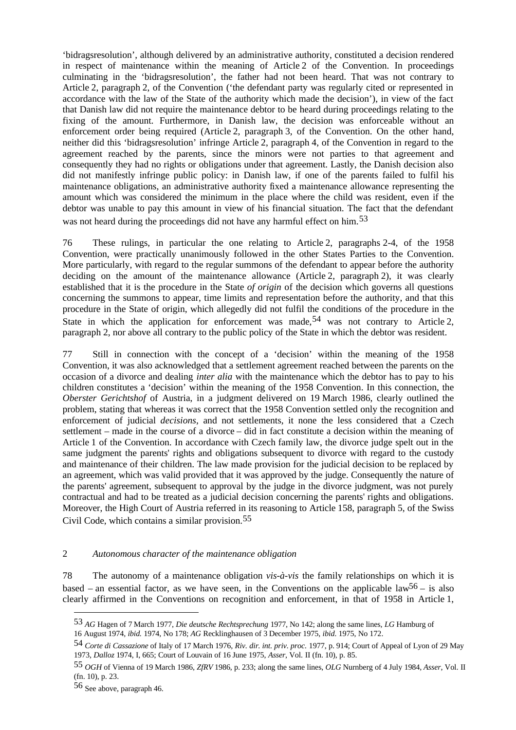'bidragsresolution', although delivered by an administrative authority, constituted a decision rendered in respect of maintenance within the meaning of Article 2 of the Convention. In proceedings culminating in the 'bidragsresolution', the father had not been heard. That was not contrary to Article 2, paragraph 2, of the Convention ('the defendant party was regularly cited or represented in accordance with the law of the State of the authority which made the decision'), in view of the fact that Danish law did not require the maintenance debtor to be heard during proceedings relating to the fixing of the amount. Furthermore, in Danish law, the decision was enforceable without an enforcement order being required (Article 2, paragraph 3, of the Convention. On the other hand, neither did this 'bidragsresolution' infringe Article 2, paragraph 4, of the Convention in regard to the agreement reached by the parents, since the minors were not parties to that agreement and consequently they had no rights or obligations under that agreement. Lastly, the Danish decision also did not manifestly infringe public policy: in Danish law, if one of the parents failed to fulfil his maintenance obligations, an administrative authority fixed a maintenance allowance representing the amount which was considered the minimum in the place where the child was resident, even if the debtor was unable to pay this amount in view of his financial situation. The fact that the defendant was not heard during the proceedings did not have any harmful effect on him.[53]

76 These rulings, in particular the one relating to Article 2, paragraphs 2-4, of the 1958 Convention, were practically unanimously followed in the other States Parties to the Convention. More particularly, with regard to the regular summons of the defendant to appear before the authority deciding on the amount of the maintenance allowance (Article 2, paragraph 2), it was clearly established that it is the procedure in the State *of origin* of the decision which governs all questions concerning the summons to appear, time limits and representation before the authority, and that this procedure in the State of origin, which allegedly did not fulfil the conditions of the procedure in the State in which the application for enforcement was made,[54] was not contrary to Article 2, paragraph 2, nor above all contrary to the public policy of the State in which the debtor was resident.

77 Still in connection with the concept of a 'decision' within the meaning of the 1958 Convention, it was also acknowledged that a settlement agreement reached between the parents on the occasion of a divorce and dealing *inter alia* with the maintenance which the debtor has to pay to his children constitutes a 'decision' within the meaning of the 1958 Convention. In this connection, the *Oberster Gerichtshof* of Austria, in a judgment delivered on 19 March 1986, clearly outlined the problem, stating that whereas it was correct that the 1958 Convention settled only the recognition and enforcement of judicial *decisions*, and not settlements, it none the less considered that a Czech settlement – made in the course of a divorce – did in fact constitute a decision within the meaning of Article 1 of the Convention. In accordance with Czech family law, the divorce judge spelt out in the same judgment the parents' rights and obligations subsequent to divorce with regard to the custody and maintenance of their children. The law made provision for the judicial decision to be replaced by an agreement, which was valid provided that it was approved by the judge. Consequently the nature of the parents' agreement, subsequent to approval by the judge in the divorce judgment, was not purely contractual and had to be treated as a judicial decision concerning the parents' rights and obligations. Moreover, the High Court of Austria referred in its reasoning to Article 158, paragraph 5, of the Swiss Civil Code, which contains a similar provision.[55]

## 2 *Autonomous character of the maintenance obligation*

78 The autonomy of a maintenance obligation *vis-à-vis* the family relationships on which it is based – an essential factor, as we have seen, in the Conventions on the applicable law[56] – is also clearly affirmed in the Conventions on recognition and enforcement, in that of 1958 in Article 1,

---

[53] *AG* Hagen of 7 March 1977, *Die deutsche Rechtsprechung* 1977, No 142; along the same lines, *LG* Hamburg of 16 August 1974, *ibid.* 1974, No 178; *AG* Recklinghausen of 3 December 1975, *ibid.* 1975, No 172.

[54] *Corte di Cassazione* of Italy of 17 March 1976, *Riv. dir. int. priv. proc.* 1977, p. 914; Court of Appeal of Lyon of 29 May 1973, *Dalloz* 1974, I, 665; Court of Louvain of 16 June 1975, *Asser*, Vol. II (fn. 10), p. 85.

[55] *OGH* of Vienna of 19 March 1986, *ZfRV* 1986, p. 233; along the same lines, *OLG* Nurnberg of 4 July 1984, *Asser*, Vol. II (fn. 10), p. 23.

[56] See above, paragraph 46.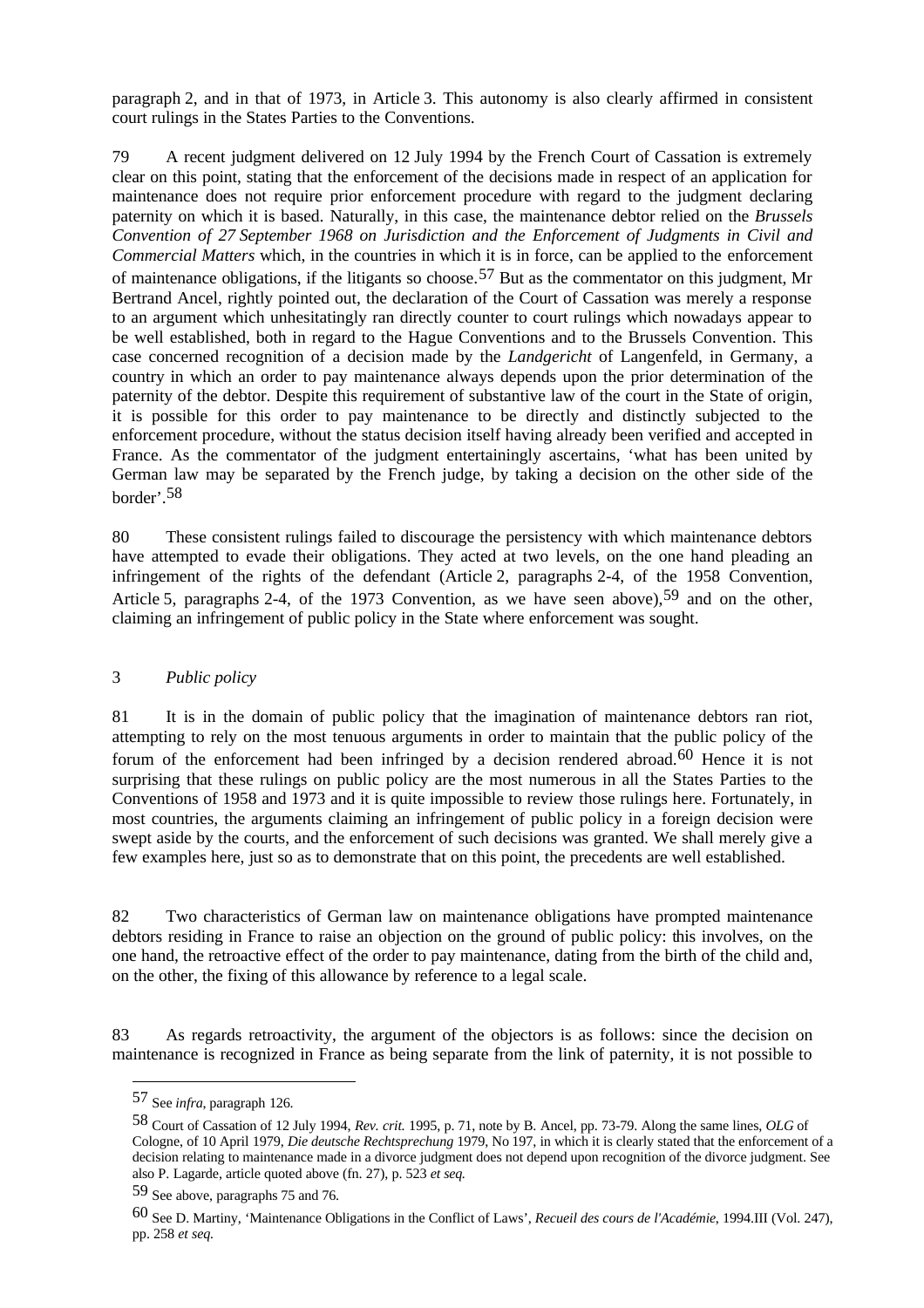paragraph 2, and in that of 1973, in Article 3. This autonomy is also clearly affirmed in consistent court rulings in the States Parties to the Conventions.

79 A recent judgment delivered on 12 July 1994 by the French Court of Cassation is extremely clear on this point, stating that the enforcement of the decisions made in respect of an application for maintenance does not require prior enforcement procedure with regard to the judgment declaring paternity on which it is based. Naturally, in this case, the maintenance debtor relied on the *Brussels Convention of 27 September 1968 on Jurisdiction and the Enforcement of Judgments in Civil and Commercial Matters* which, in the countries in which it is in force, can be applied to the enforcement of maintenance obligations, if the litigants so choose.[57] But as the commentator on this judgment, Mr Bertrand Ancel, rightly pointed out, the declaration of the Court of Cassation was merely a response to an argument which unhesitatingly ran directly counter to court rulings which nowadays appear to be well established, both in regard to the Hague Conventions and to the Brussels Convention. This case concerned recognition of a decision made by the *Landgericht* of Langenfeld, in Germany, a country in which an order to pay maintenance always depends upon the prior determination of the paternity of the debtor. Despite this requirement of substantive law of the court in the State of origin, it is possible for this order to pay maintenance to be directly and distinctly subjected to the enforcement procedure, without the status decision itself having already been verified and accepted in France. As the commentator of the judgment entertainingly ascertains, 'what has been united by German law may be separated by the French judge, by taking a decision on the other side of the border'.[58]

80 These consistent rulings failed to discourage the persistency with which maintenance debtors have attempted to evade their obligations. They acted at two levels, on the one hand pleading an infringement of the rights of the defendant (Article 2, paragraphs 2-4, of the 1958 Convention, Article 5, paragraphs 2-4, of the 1973 Convention, as we have seen above),[59] and on the other, claiming an infringement of public policy in the State where enforcement was sought.

### 3 *Public policy*

81 It is in the domain of public policy that the imagination of maintenance debtors ran riot, attempting to rely on the most tenuous arguments in order to maintain that the public policy of the forum of the enforcement had been infringed by a decision rendered abroad.[60] Hence it is not surprising that these rulings on public policy are the most numerous in all the States Parties to the Conventions of 1958 and 1973 and it is quite impossible to review those rulings here. Fortunately, in most countries, the arguments claiming an infringement of public policy in a foreign decision were swept aside by the courts, and the enforcement of such decisions was granted. We shall merely give a few examples here, just so as to demonstrate that on this point, the precedents are well established.

82 Two characteristics of German law on maintenance obligations have prompted maintenance debtors residing in France to raise an objection on the ground of public policy: this involves, on the one hand, the retroactive effect of the order to pay maintenance, dating from the birth of the child and, on the other, the fixing of this allowance by reference to a legal scale.

83 As regards retroactivity, the argument of the objectors is as follows: since the decision on maintenance is recognized in France as being separate from the link of paternity, it is not possible to

---

[57] See *infra*, paragraph 126.

[58] Court of Cassation of 12 July 1994, *Rev. crit.* 1995, p. 71, note by B. Ancel, pp. 73-79. Along the same lines, *OLG* of Cologne, of 10 April 1979, *Die deutsche Rechtsprechung* 1979, No 197, in which it is clearly stated that the enforcement of a decision relating to maintenance made in a divorce judgment does not depend upon recognition of the divorce judgment. See also P. Lagarde, article quoted above (fn. 27), p. 523 *et seq.*

[59] See above, paragraphs 75 and 76.

[60] See D. Martiny, 'Maintenance Obligations in the Conflict of Laws', *Recueil des cours de l'Académie*, 1994.III (Vol. 247), pp. 258 *et seq.*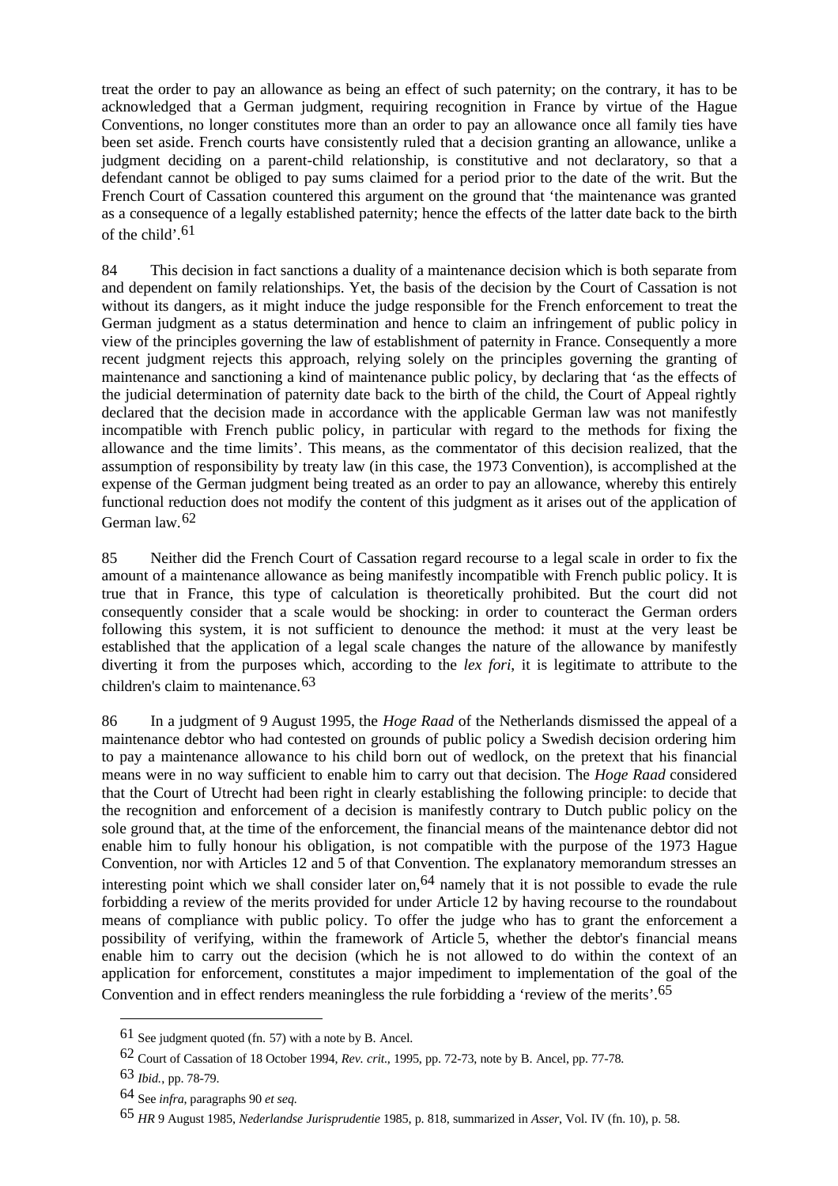treat the order to pay an allowance as being an effect of such paternity; on the contrary, it has to be acknowledged that a German judgment, requiring recognition in France by virtue of the Hague Conventions, no longer constitutes more than an order to pay an allowance once all family ties have been set aside. French courts have consistently ruled that a decision granting an allowance, unlike a judgment deciding on a parent-child relationship, is constitutive and not declaratory, so that a defendant cannot be obliged to pay sums claimed for a period prior to the date of the writ. But the French Court of Cassation countered this argument on the ground that 'the maintenance was granted as a consequence of a legally established paternity; hence the effects of the latter date back to the birth of the child'.[61]

84 This decision in fact sanctions a duality of a maintenance decision which is both separate from and dependent on family relationships. Yet, the basis of the decision by the Court of Cassation is not without its dangers, as it might induce the judge responsible for the French enforcement to treat the German judgment as a status determination and hence to claim an infringement of public policy in view of the principles governing the law of establishment of paternity in France. Consequently a more recent judgment rejects this approach, relying solely on the principles governing the granting of maintenance and sanctioning a kind of maintenance public policy, by declaring that 'as the effects of the judicial determination of paternity date back to the birth of the child, the Court of Appeal rightly declared that the decision made in accordance with the applicable German law was not manifestly incompatible with French public policy, in particular with regard to the methods for fixing the allowance and the time limits'. This means, as the commentator of this decision realized, that the assumption of responsibility by treaty law (in this case, the 1973 Convention), is accomplished at the expense of the German judgment being treated as an order to pay an allowance, whereby this entirely functional reduction does not modify the content of this judgment as it arises out of the application of German law.[62]

85 Neither did the French Court of Cassation regard recourse to a legal scale in order to fix the amount of a maintenance allowance as being manifestly incompatible with French public policy. It is true that in France, this type of calculation is theoretically prohibited. But the court did not consequently consider that a scale would be shocking: in order to counteract the German orders following this system, it is not sufficient to denounce the method: it must at the very least be established that the application of a legal scale changes the nature of the allowance by manifestly diverting it from the purposes which, according to the *lex fori*, it is legitimate to attribute to the children's claim to maintenance.[63]

86 In a judgment of 9 August 1995, the *Hoge Raad* of the Netherlands dismissed the appeal of a maintenance debtor who had contested on grounds of public policy a Swedish decision ordering him to pay a maintenance allowance to his child born out of wedlock, on the pretext that his financial means were in no way sufficient to enable him to carry out that decision. The *Hoge Raad* considered that the Court of Utrecht had been right in clearly establishing the following principle: to decide that the recognition and enforcement of a decision is manifestly contrary to Dutch public policy on the sole ground that, at the time of the enforcement, the financial means of the maintenance debtor did not enable him to fully honour his obligation, is not compatible with the purpose of the 1973 Hague Convention, nor with Articles 12 and 5 of that Convention. The explanatory memorandum stresses an interesting point which we shall consider later on,[64] namely that it is not possible to evade the rule forbidding a review of the merits provided for under Article 12 by having recourse to the roundabout means of compliance with public policy. To offer the judge who has to grant the enforcement a possibility of verifying, within the framework of Article 5, whether the debtor's financial means enable him to carry out the decision (which he is not allowed to do within the context of an application for enforcement, constitutes a major impediment to implementation of the goal of the Convention and in effect renders meaningless the rule forbidding a 'review of the merits'.[65]

---

[61] See judgment quoted (fn. 57) with a note by B. Ancel.

[62] Court of Cassation of 18 October 1994, *Rev. crit.*, 1995, pp. 72-73, note by B. Ancel, pp. 77-78.

[63] *Ibid.*, pp. 78-79.

[64] See *infra*, paragraphs 90 *et seq.*

[65] *HR* 9 August 1985, *Nederlandse Jurisprudentie* 1985, p. 818, summarized in *Asser*, Vol. IV (fn. 10), p. 58.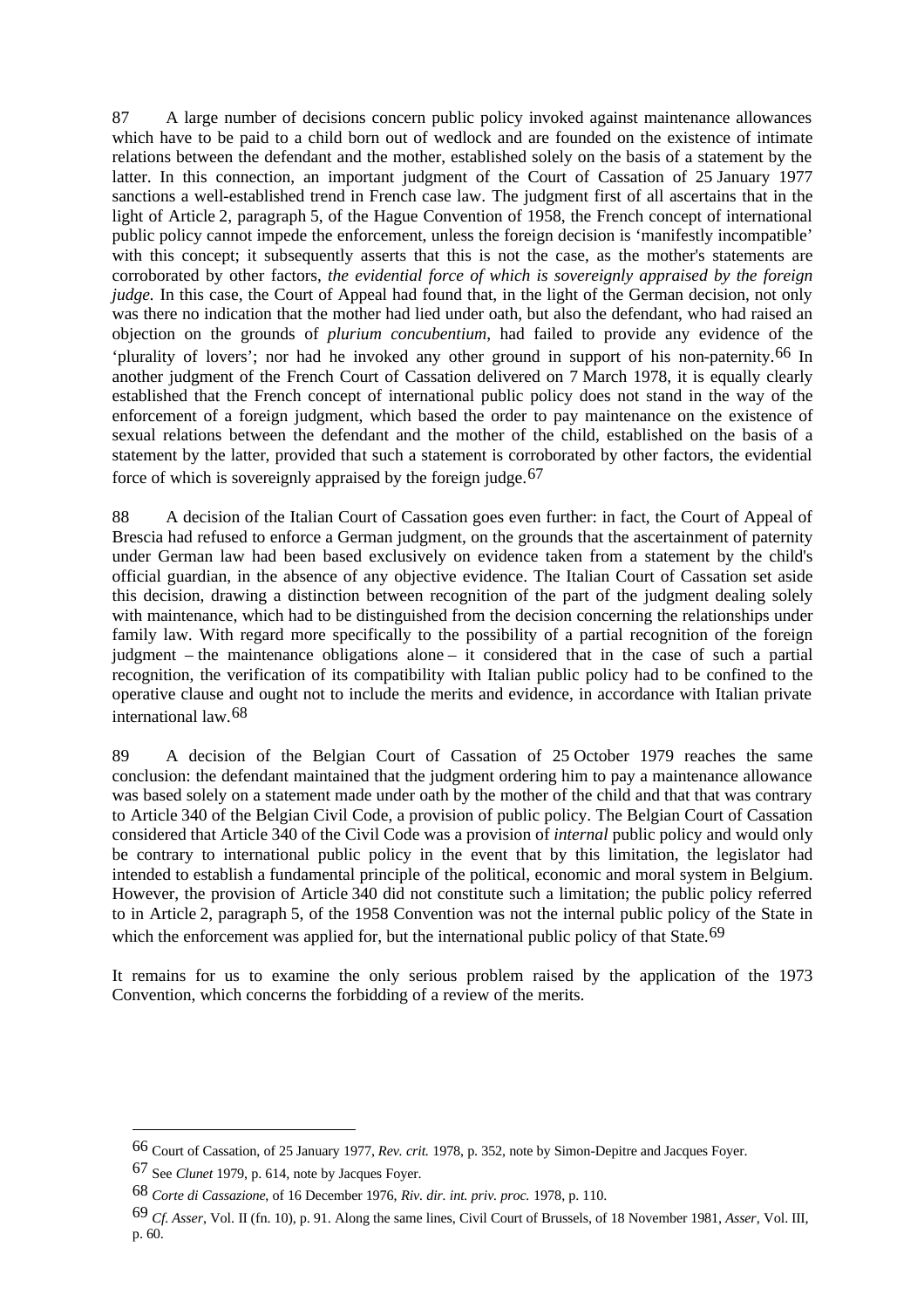87 A large number of decisions concern public policy invoked against maintenance allowances which have to be paid to a child born out of wedlock and are founded on the existence of intimate relations between the defendant and the mother, established solely on the basis of a statement by the latter. In this connection, an important judgment of the Court of Cassation of 25 January 1977 sanctions a well-established trend in French case law. The judgment first of all ascertains that in the light of Article 2, paragraph 5, of the Hague Convention of 1958, the French concept of international public policy cannot impede the enforcement, unless the foreign decision is 'manifestly incompatible' with this concept; it subsequently asserts that this is not the case, as the mother's statements are corroborated by other factors, *the evidential force of which is sovereignly appraised by the foreign judge.* In this case, the Court of Appeal had found that, in the light of the German decision, not only was there no indication that the mother had lied under oath, but also the defendant, who had raised an objection on the grounds of *plurium concubentium*, had failed to provide any evidence of the 'plurality of lovers'; nor had he invoked any other ground in support of his non-paternity.[66] In another judgment of the French Court of Cassation delivered on 7 March 1978, it is equally clearly established that the French concept of international public policy does not stand in the way of the enforcement of a foreign judgment, which based the order to pay maintenance on the existence of sexual relations between the defendant and the mother of the child, established on the basis of a statement by the latter, provided that such a statement is corroborated by other factors, the evidential force of which is sovereignly appraised by the foreign judge.[67]

88 A decision of the Italian Court of Cassation goes even further: in fact, the Court of Appeal of Brescia had refused to enforce a German judgment, on the grounds that the ascertainment of paternity under German law had been based exclusively on evidence taken from a statement by the child's official guardian, in the absence of any objective evidence. The Italian Court of Cassation set aside this decision, drawing a distinction between recognition of the part of the judgment dealing solely with maintenance, which had to be distinguished from the decision concerning the relationships under family law. With regard more specifically to the possibility of a partial recognition of the foreign judgment – the maintenance obligations alone – it considered that in the case of such a partial recognition, the verification of its compatibility with Italian public policy had to be confined to the operative clause and ought not to include the merits and evidence, in accordance with Italian private international law.[68]

89 A decision of the Belgian Court of Cassation of 25 October 1979 reaches the same conclusion: the defendant maintained that the judgment ordering him to pay a maintenance allowance was based solely on a statement made under oath by the mother of the child and that that was contrary to Article 340 of the Belgian Civil Code, a provision of public policy. The Belgian Court of Cassation considered that Article 340 of the Civil Code was a provision of *internal* public policy and would only be contrary to international public policy in the event that by this limitation, the legislator had intended to establish a fundamental principle of the political, economic and moral system in Belgium. However, the provision of Article 340 did not constitute such a limitation; the public policy referred to in Article 2, paragraph 5, of the 1958 Convention was not the internal public policy of the State in which the enforcement was applied for, but the international public policy of that State.[69]

It remains for us to examine the only serious problem raised by the application of the 1973 Convention, which concerns the forbidding of a review of the merits.

---

[66] Court of Cassation, of 25 January 1977, *Rev. crit.* 1978, p. 352, note by Simon-Depitre and Jacques Foyer.

[67] See *Clunet* 1979, p. 614, note by Jacques Foyer.

[68] *Corte di Cassazione*, of 16 December 1976, *Riv. dir. int. priv. proc.* 1978, p. 110.

[69] *Cf. Asser*, Vol. II (fn. 10), p. 91. Along the same lines, Civil Court of Brussels, of 18 November 1981, *Asser*, Vol. III, p. 60.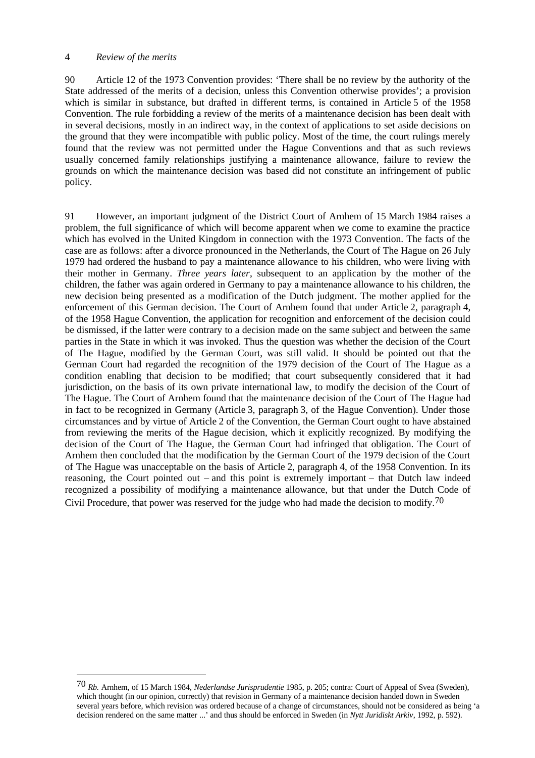## 4 *Review of the merits*

90 Article 12 of the 1973 Convention provides: 'There shall be no review by the authority of the State addressed of the merits of a decision, unless this Convention otherwise provides'; a provision which is similar in substance, but drafted in different terms, is contained in Article 5 of the 1958 Convention. The rule forbidding a review of the merits of a maintenance decision has been dealt with in several decisions, mostly in an indirect way, in the context of applications to set aside decisions on the ground that they were incompatible with public policy. Most of the time, the court rulings merely found that the review was not permitted under the Hague Conventions and that as such reviews usually concerned family relationships justifying a maintenance allowance, failure to review the grounds on which the maintenance decision was based did not constitute an infringement of public policy.

91 However, an important judgment of the District Court of Arnhem of 15 March 1984 raises a problem, the full significance of which will become apparent when we come to examine the practice which has evolved in the United Kingdom in connection with the 1973 Convention. The facts of the case are as follows: after a divorce pronounced in the Netherlands, the Court of The Hague on 26 July 1979 had ordered the husband to pay a maintenance allowance to his children, who were living with their mother in Germany. *Three years later*, subsequent to an application by the mother of the children, the father was again ordered in Germany to pay a maintenance allowance to his children, the new decision being presented as a modification of the Dutch judgment. The mother applied for the enforcement of this German decision. The Court of Arnhem found that under Article 2, paragraph 4, of the 1958 Hague Convention, the application for recognition and enforcement of the decision could be dismissed, if the latter were contrary to a decision made on the same subject and between the same parties in the State in which it was invoked. Thus the question was whether the decision of the Court of The Hague, modified by the German Court, was still valid. It should be pointed out that the German Court had regarded the recognition of the 1979 decision of the Court of The Hague as a condition enabling that decision to be modified; that court subsequently considered that it had jurisdiction, on the basis of its own private international law, to modify the decision of the Court of The Hague. The Court of Arnhem found that the maintenance decision of the Court of The Hague had in fact to be recognized in Germany (Article 3, paragraph 3, of the Hague Convention). Under those circumstances and by virtue of Article 2 of the Convention, the German Court ought to have abstained from reviewing the merits of the Hague decision, which it explicitly recognized. By modifying the decision of the Court of The Hague, the German Court had infringed that obligation. The Court of Arnhem then concluded that the modification by the German Court of the 1979 decision of the Court of The Hague was unacceptable on the basis of Article 2, paragraph 4, of the 1958 Convention. In its reasoning, the Court pointed out – and this point is extremely important – that Dutch law indeed recognized a possibility of modifying a maintenance allowance, but that under the Dutch Code of Civil Procedure, that power was reserved for the judge who had made the decision to modify.[70]

---

[70] *Rb.* Arnhem, of 15 March 1984, *Nederlandse Jurisprudentie* 1985, p. 205; contra: Court of Appeal of Svea (Sweden), which thought (in our opinion, correctly) that revision in Germany of a maintenance decision handed down in Sweden several years before, which revision was ordered because of a change of circumstances, should not be considered as being 'a decision rendered on the same matter ...' and thus should be enforced in Sweden (in *Nytt Juridiskt Arkiv*, 1992, p. 592).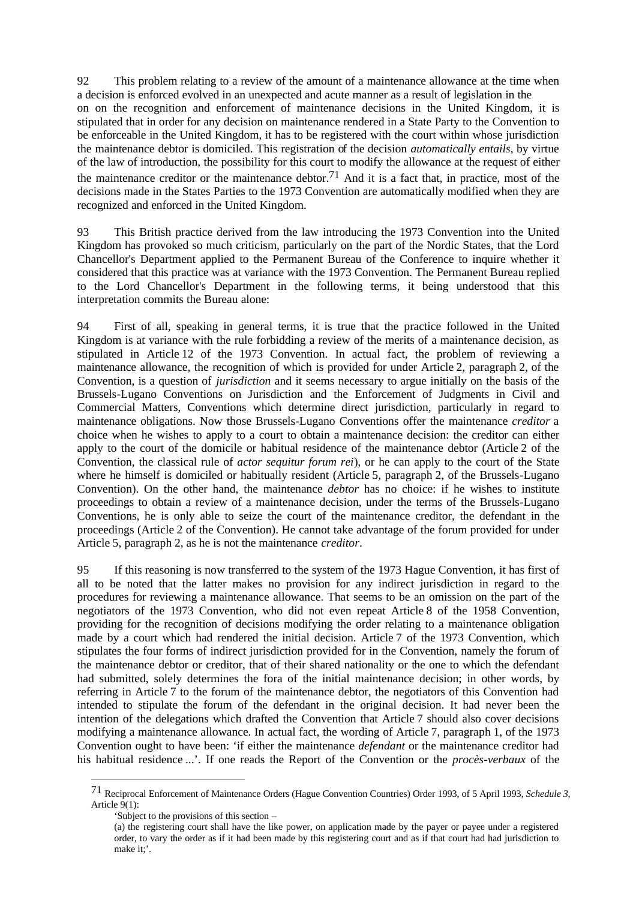92 This problem relating to a review of the amount of a maintenance allowance at the time when a decision is enforced evolved in an unexpected and acute manner as a result of legislation in the on on the recognition and enforcement of maintenance decisions in the United Kingdom, it is stipulated that in order for any decision on maintenance rendered in a State Party to the Convention to be enforceable in the United Kingdom, it has to be registered with the court within whose jurisdiction the maintenance debtor is domiciled. This registration of the decision *automatically entails*, by virtue of the law of introduction, the possibility for this court to modify the allowance at the request of either the maintenance creditor or the maintenance debtor.[71] And it is a fact that, in practice, most of the decisions made in the States Parties to the 1973 Convention are automatically modified when they are recognized and enforced in the United Kingdom.

93 This British practice derived from the law introducing the 1973 Convention into the United Kingdom has provoked so much criticism, particularly on the part of the Nordic States, that the Lord Chancellor's Department applied to the Permanent Bureau of the Conference to inquire whether it considered that this practice was at variance with the 1973 Convention. The Permanent Bureau replied to the Lord Chancellor's Department in the following terms, it being understood that this interpretation commits the Bureau alone:

94 First of all, speaking in general terms, it is true that the practice followed in the United Kingdom is at variance with the rule forbidding a review of the merits of a maintenance decision, as stipulated in Article 12 of the 1973 Convention. In actual fact, the problem of reviewing a maintenance allowance, the recognition of which is provided for under Article 2, paragraph 2, of the Convention, is a question of *jurisdiction* and it seems necessary to argue initially on the basis of the Brussels-Lugano Conventions on Jurisdiction and the Enforcement of Judgments in Civil and Commercial Matters, Conventions which determine direct jurisdiction, particularly in regard to maintenance obligations. Now those Brussels-Lugano Conventions offer the maintenance *creditor* a choice when he wishes to apply to a court to obtain a maintenance decision: the creditor can either apply to the court of the domicile or habitual residence of the maintenance debtor (Article 2 of the Convention, the classical rule of *actor sequitur forum rei*), or he can apply to the court of the State where he himself is domiciled or habitually resident (Article 5, paragraph 2, of the Brussels-Lugano Convention). On the other hand, the maintenance *debtor* has no choice: if he wishes to institute proceedings to obtain a review of a maintenance decision, under the terms of the Brussels-Lugano Conventions, he is only able to seize the court of the maintenance creditor, the defendant in the proceedings (Article 2 of the Convention). He cannot take advantage of the forum provided for under Article 5, paragraph 2, as he is not the maintenance *creditor*.

95 If this reasoning is now transferred to the system of the 1973 Hague Convention, it has first of all to be noted that the latter makes no provision for any indirect jurisdiction in regard to the procedures for reviewing a maintenance allowance. That seems to be an omission on the part of the negotiators of the 1973 Convention, who did not even repeat Article 8 of the 1958 Convention, providing for the recognition of decisions modifying the order relating to a maintenance obligation made by a court which had rendered the initial decision. Article 7 of the 1973 Convention, which stipulates the four forms of indirect jurisdiction provided for in the Convention, namely the forum of the maintenance debtor or creditor, that of their shared nationality or the one to which the defendant had submitted, solely determines the fora of the initial maintenance decision; in other words, by referring in Article 7 to the forum of the maintenance debtor, the negotiators of this Convention had intended to stipulate the forum of the defendant in the original decision. It had never been the intention of the delegations which drafted the Convention that Article 7 should also cover decisions modifying a maintenance allowance. In actual fact, the wording of Article 7, paragraph 1, of the 1973 Convention ought to have been: 'if either the maintenance *defendant* or the maintenance creditor had his habitual residence ...'. If one reads the Report of the Convention or the *procès-verbaux* of the

---

[71] Reciprocal Enforcement of Maintenance Orders (Hague Convention Countries) Order 1993, of 5 April 1993, *Schedule 3*, Article 9(1):

'Subject to the provisions of this section –

(a) the registering court shall have the like power, on application made by the payer or payee under a registered order, to vary the order as if it had been made by this registering court and as if that court had had jurisdiction to make it;'.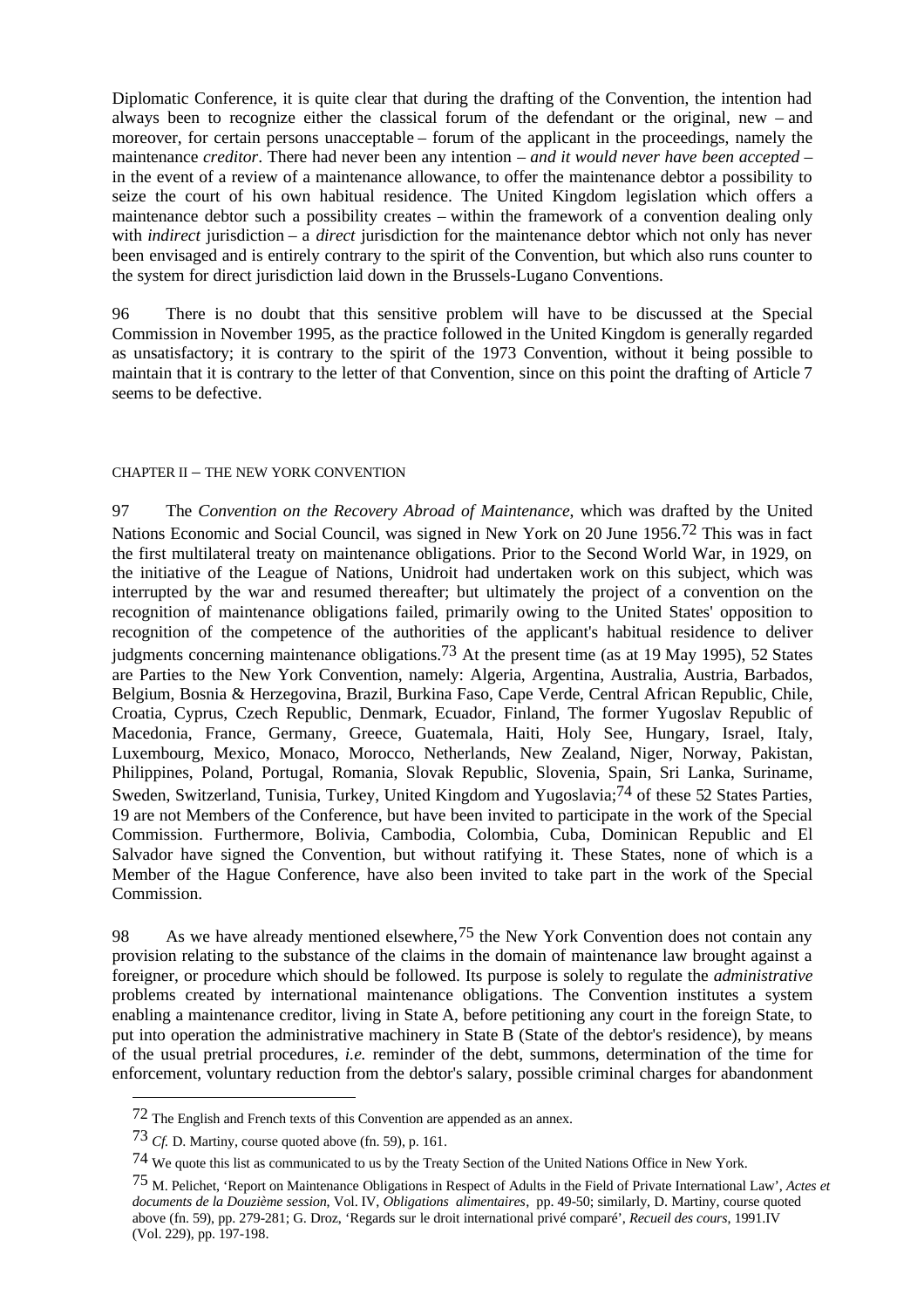Diplomatic Conference, it is quite clear that during the drafting of the Convention, the intention had always been to recognize either the classical forum of the defendant or the original, new – and moreover, for certain persons unacceptable – forum of the applicant in the proceedings, namely the maintenance *creditor*. There had never been any intention – *and it would never have been accepted* – in the event of a review of a maintenance allowance, to offer the maintenance debtor a possibility to seize the court of his own habitual residence. The United Kingdom legislation which offers a maintenance debtor such a possibility creates – within the framework of a convention dealing only with *indirect* jurisdiction – a *direct* jurisdiction for the maintenance debtor which not only has never been envisaged and is entirely contrary to the spirit of the Convention, but which also runs counter to the system for direct jurisdiction laid down in the Brussels-Lugano Conventions.

96 There is no doubt that this sensitive problem will have to be discussed at the Special Commission in November 1995, as the practice followed in the United Kingdom is generally regarded as unsatisfactory; it is contrary to the spirit of the 1973 Convention, without it being possible to maintain that it is contrary to the letter of that Convention, since on this point the drafting of Article 7 seems to be defective.

## CHAPTER II – THE NEW YORK CONVENTION

97 The *Convention on the Recovery Abroad of Maintenance*, which was drafted by the United Nations Economic and Social Council, was signed in New York on 20 June 1956.[72] This was in fact the first multilateral treaty on maintenance obligations. Prior to the Second World War, in 1929, on the initiative of the League of Nations, Unidroit had undertaken work on this subject, which was interrupted by the war and resumed thereafter; but ultimately the project of a convention on the recognition of maintenance obligations failed, primarily owing to the United States' opposition to recognition of the competence of the authorities of the applicant's habitual residence to deliver judgments concerning maintenance obligations.[73] At the present time (as at 19 May 1995), 52 States are Parties to the New York Convention, namely: Algeria, Argentina, Australia, Austria, Barbados, Belgium, Bosnia & Herzegovina, Brazil, Burkina Faso, Cape Verde, Central African Republic, Chile, Croatia, Cyprus, Czech Republic, Denmark, Ecuador, Finland, The former Yugoslav Republic of Macedonia, France, Germany, Greece, Guatemala, Haiti, Holy See, Hungary, Israel, Italy, Luxembourg, Mexico, Monaco, Morocco, Netherlands, New Zealand, Niger, Norway, Pakistan, Philippines, Poland, Portugal, Romania, Slovak Republic, Slovenia, Spain, Sri Lanka, Suriname, Sweden, Switzerland, Tunisia, Turkey, United Kingdom and Yugoslavia;[74] of these 52 States Parties, 19 are not Members of the Conference, but have been invited to participate in the work of the Special Commission. Furthermore, Bolivia, Cambodia, Colombia, Cuba, Dominican Republic and El Salvador have signed the Convention, but without ratifying it. These States, none of which is a Member of the Hague Conference, have also been invited to take part in the work of the Special Commission.

98 As we have already mentioned elsewhere,[75] the New York Convention does not contain any provision relating to the substance of the claims in the domain of maintenance law brought against a foreigner, or procedure which should be followed. Its purpose is solely to regulate the *administrative* problems created by international maintenance obligations. The Convention institutes a system enabling a maintenance creditor, living in State A, before petitioning any court in the foreign State, to put into operation the administrative machinery in State B (State of the debtor's residence), by means of the usual pretrial procedures, *i.e.* reminder of the debt, summons, determination of the time for enforcement, voluntary reduction from the debtor's salary, possible criminal charges for abandonment

---

[72] The English and French texts of this Convention are appended as an annex.

[73] *Cf.* D. Martiny, course quoted above (fn. 59), p. 161.

[74] We quote this list as communicated to us by the Treaty Section of the United Nations Office in New York.

[75] M. Pelichet, 'Report on Maintenance Obligations in Respect of Adults in the Field of Private International Law', *Actes et documents de la Douzième session*, Vol. IV, *Obligations alimentaires*, pp. 49-50; similarly, D. Martiny, course quoted above (fn. 59), pp. 279-281; G. Droz, 'Regards sur le droit international privé comparé', *Recueil des cours*, 1991.IV (Vol. 229), pp. 197-198.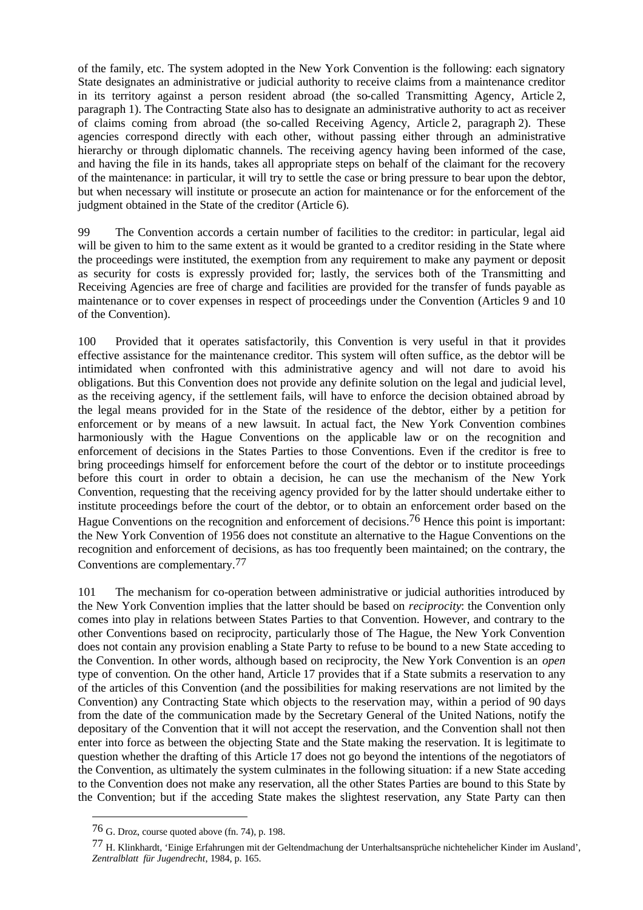of the family, etc. The system adopted in the New York Convention is the following: each signatory State designates an administrative or judicial authority to receive claims from a maintenance creditor in its territory against a person resident abroad (the so-called Transmitting Agency, Article 2, paragraph 1). The Contracting State also has to designate an administrative authority to act as receiver of claims coming from abroad (the so-called Receiving Agency, Article 2, paragraph 2). These agencies correspond directly with each other, without passing either through an administrative hierarchy or through diplomatic channels. The receiving agency having been informed of the case, and having the file in its hands, takes all appropriate steps on behalf of the claimant for the recovery of the maintenance: in particular, it will try to settle the case or bring pressure to bear upon the debtor, but when necessary will institute or prosecute an action for maintenance or for the enforcement of the judgment obtained in the State of the creditor (Article 6).

99 The Convention accords a certain number of facilities to the creditor: in particular, legal aid will be given to him to the same extent as it would be granted to a creditor residing in the State where the proceedings were instituted, the exemption from any requirement to make any payment or deposit as security for costs is expressly provided for; lastly, the services both of the Transmitting and Receiving Agencies are free of charge and facilities are provided for the transfer of funds payable as maintenance or to cover expenses in respect of proceedings under the Convention (Articles 9 and 10 of the Convention).

100 Provided that it operates satisfactorily, this Convention is very useful in that it provides effective assistance for the maintenance creditor. This system will often suffice, as the debtor will be intimidated when confronted with this administrative agency and will not dare to avoid his obligations. But this Convention does not provide any definite solution on the legal and judicial level, as the receiving agency, if the settlement fails, will have to enforce the decision obtained abroad by the legal means provided for in the State of the residence of the debtor, either by a petition for enforcement or by means of a new lawsuit. In actual fact, the New York Convention combines harmoniously with the Hague Conventions on the applicable law or on the recognition and enforcement of decisions in the States Parties to those Conventions. Even if the creditor is free to bring proceedings himself for enforcement before the court of the debtor or to institute proceedings before this court in order to obtain a decision, he can use the mechanism of the New York Convention, requesting that the receiving agency provided for by the latter should undertake either to institute proceedings before the court of the debtor, or to obtain an enforcement order based on the Hague Conventions on the recognition and enforcement of decisions.[76] Hence this point is important: the New York Convention of 1956 does not constitute an alternative to the Hague Conventions on the recognition and enforcement of decisions, as has too frequently been maintained; on the contrary, the Conventions are complementary.[77]

101 The mechanism for co-operation between administrative or judicial authorities introduced by the New York Convention implies that the latter should be based on *reciprocity*: the Convention only comes into play in relations between States Parties to that Convention. However, and contrary to the other Conventions based on reciprocity, particularly those of The Hague, the New York Convention does not contain any provision enabling a State Party to refuse to be bound to a new State acceding to the Convention. In other words, although based on reciprocity, the New York Convention is an *open* type of convention. On the other hand, Article 17 provides that if a State submits a reservation to any of the articles of this Convention (and the possibilities for making reservations are not limited by the Convention) any Contracting State which objects to the reservation may, within a period of 90 days from the date of the communication made by the Secretary General of the United Nations, notify the depositary of the Convention that it will not accept the reservation, and the Convention shall not then enter into force as between the objecting State and the State making the reservation. It is legitimate to question whether the drafting of this Article 17 does not go beyond the intentions of the negotiators of the Convention, as ultimately the system culminates in the following situation: if a new State acceding to the Convention does not make any reservation, all the other States Parties are bound to this State by the Convention; but if the acceding State makes the slightest reservation, any State Party can then

---

[76] G. Droz, course quoted above (fn. 74), p. 198.

[77] H. Klinkhardt, 'Einige Erfahrungen mit der Geltendmachung der Unterhaltsansprüche nichtehelicher Kinder im Ausland', *Zentralblatt für Jugendrecht*, 1984, p. 165.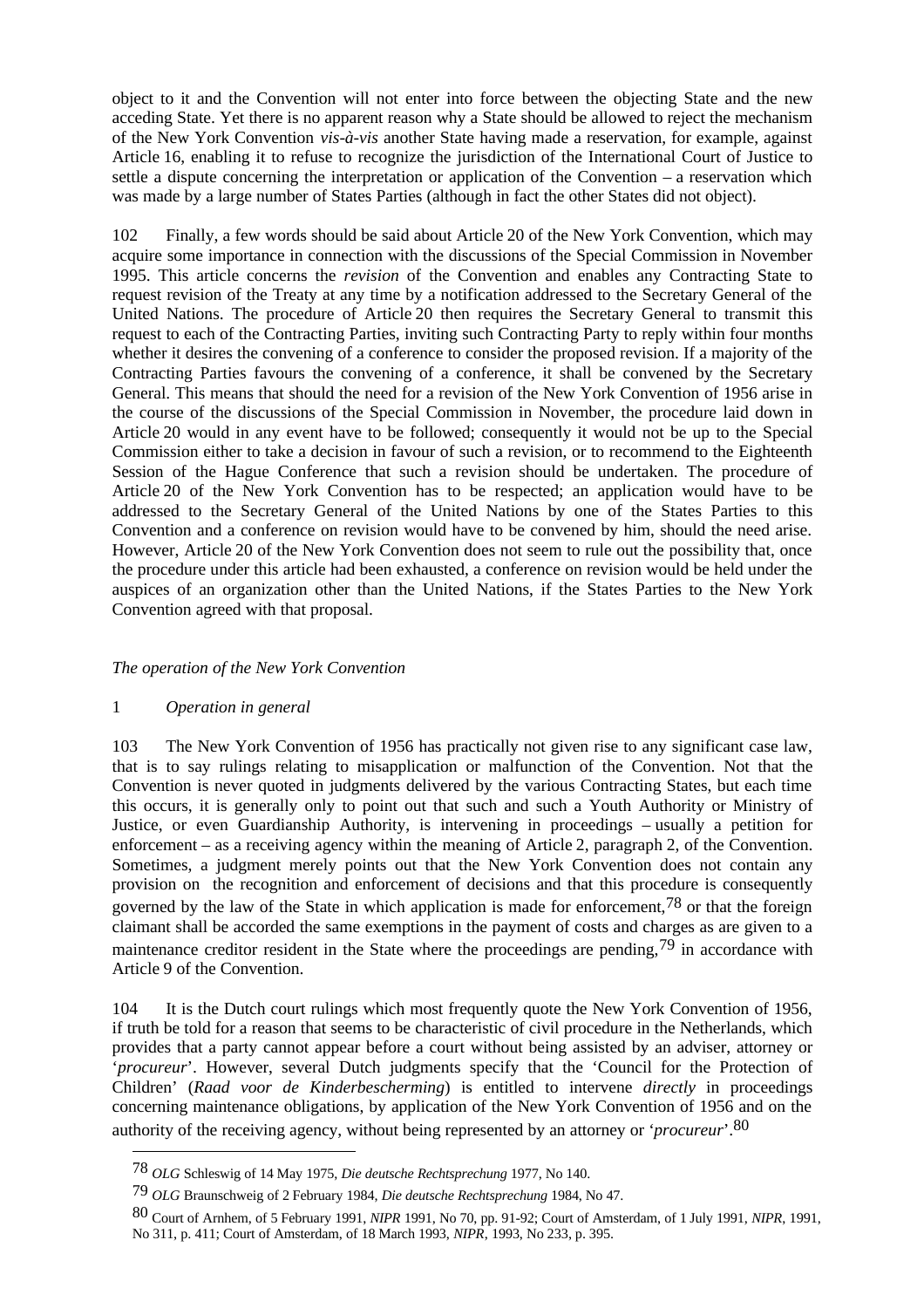object to it and the Convention will not enter into force between the objecting State and the new acceding State. Yet there is no apparent reason why a State should be allowed to reject the mechanism of the New York Convention *vis-à-vis* another State having made a reservation, for example, against Article 16, enabling it to refuse to recognize the jurisdiction of the International Court of Justice to settle a dispute concerning the interpretation or application of the Convention – a reservation which was made by a large number of States Parties (although in fact the other States did not object).

102 Finally, a few words should be said about Article 20 of the New York Convention, which may acquire some importance in connection with the discussions of the Special Commission in November 1995. This article concerns the *revision* of the Convention and enables any Contracting State to request revision of the Treaty at any time by a notification addressed to the Secretary General of the United Nations. The procedure of Article 20 then requires the Secretary General to transmit this request to each of the Contracting Parties, inviting such Contracting Party to reply within four months whether it desires the convening of a conference to consider the proposed revision. If a majority of the Contracting Parties favours the convening of a conference, it shall be convened by the Secretary General. This means that should the need for a revision of the New York Convention of 1956 arise in the course of the discussions of the Special Commission in November, the procedure laid down in Article 20 would in any event have to be followed; consequently it would not be up to the Special Commission either to take a decision in favour of such a revision, or to recommend to the Eighteenth Session of the Hague Conference that such a revision should be undertaken. The procedure of Article 20 of the New York Convention has to be respected; an application would have to be addressed to the Secretary General of the United Nations by one of the States Parties to this Convention and a conference on revision would have to be convened by him, should the need arise. However, Article 20 of the New York Convention does not seem to rule out the possibility that, once the procedure under this article had been exhausted, a conference on revision would be held under the auspices of an organization other than the United Nations, if the States Parties to the New York Convention agreed with that proposal.

*The operation of the New York Convention*

1 *Operation in general*

103 The New York Convention of 1956 has practically not given rise to any significant case law, that is to say rulings relating to misapplication or malfunction of the Convention. Not that the Convention is never quoted in judgments delivered by the various Contracting States, but each time this occurs, it is generally only to point out that such and such a Youth Authority or Ministry of Justice, or even Guardianship Authority, is intervening in proceedings – usually a petition for enforcement – as a receiving agency within the meaning of Article 2, paragraph 2, of the Convention. Sometimes, a judgment merely points out that the New York Convention does not contain any provision on the recognition and enforcement of decisions and that this procedure is consequently governed by the law of the State in which application is made for enforcement,[78] or that the foreign claimant shall be accorded the same exemptions in the payment of costs and charges as are given to a maintenance creditor resident in the State where the proceedings are pending,[79] in accordance with Article 9 of the Convention.

104 It is the Dutch court rulings which most frequently quote the New York Convention of 1956, if truth be told for a reason that seems to be characteristic of civil procedure in the Netherlands, which provides that a party cannot appear before a court without being assisted by an adviser, attorney or '*procureur*'. However, several Dutch judgments specify that the 'Council for the Protection of Children' (*Raad voor de Kinderbescherming*) is entitled to intervene *directly* in proceedings concerning maintenance obligations, by application of the New York Convention of 1956 and on the authority of the receiving agency, without being represented by an attorney or '*procureur*'.[80]

---

[78] *OLG* Schleswig of 14 May 1975, *Die deutsche Rechtsprechung* 1977, No 140.

[79] *OLG* Braunschweig of 2 February 1984, *Die deutsche Rechtsprechung* 1984, No 47.

[80] Court of Arnhem, of 5 February 1991, *NIPR* 1991, No 70, pp. 91-92; Court of Amsterdam, of 1 July 1991, *NIPR*, 1991, No 311, p. 411; Court of Amsterdam, of 18 March 1993, *NIPR*, 1993, No 233, p. 395.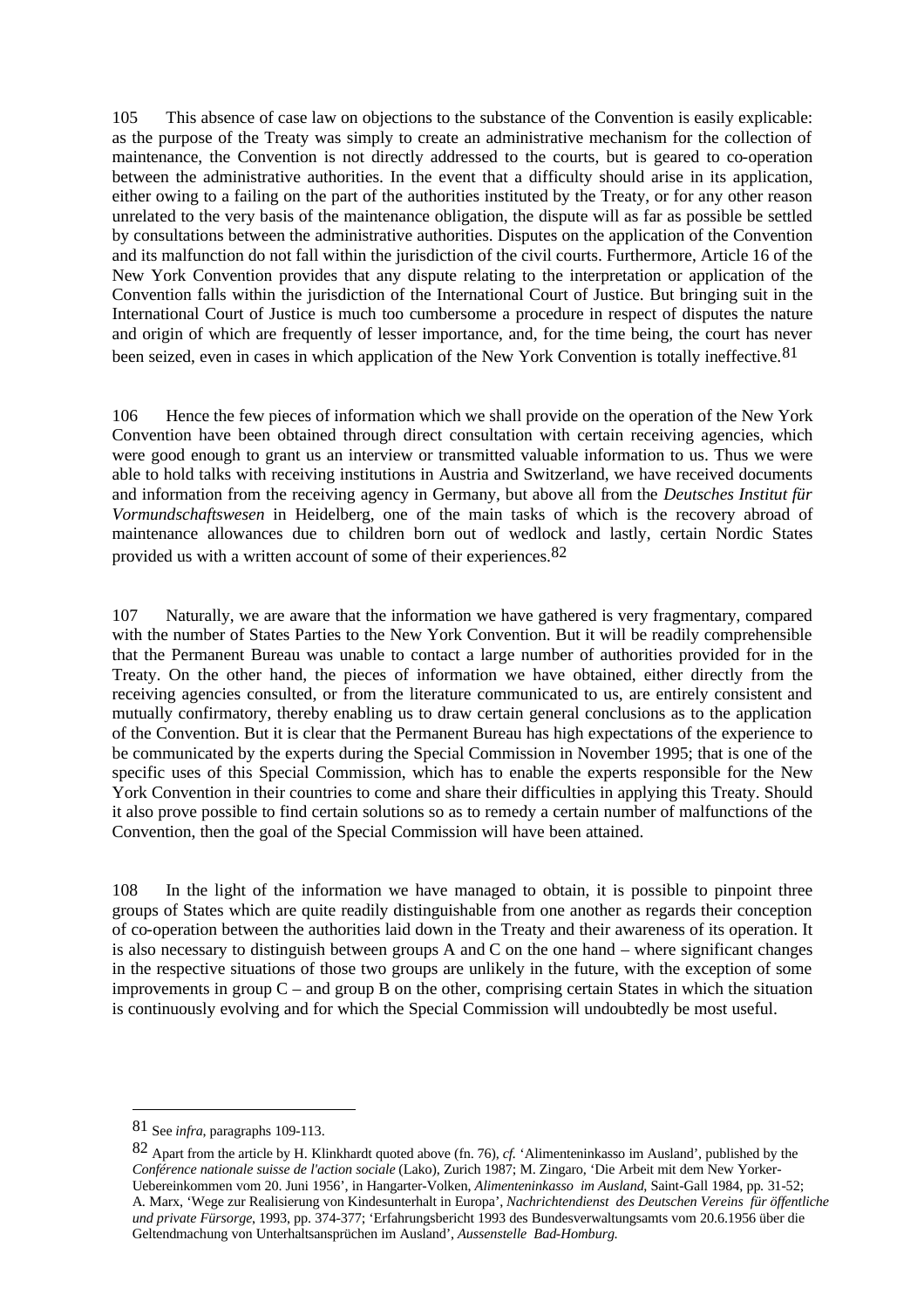105 This absence of case law on objections to the substance of the Convention is easily explicable: as the purpose of the Treaty was simply to create an administrative mechanism for the collection of maintenance, the Convention is not directly addressed to the courts, but is geared to co-operation between the administrative authorities. In the event that a difficulty should arise in its application, either owing to a failing on the part of the authorities instituted by the Treaty, or for any other reason unrelated to the very basis of the maintenance obligation, the dispute will as far as possible be settled by consultations between the administrative authorities. Disputes on the application of the Convention and its malfunction do not fall within the jurisdiction of the civil courts. Furthermore, Article 16 of the New York Convention provides that any dispute relating to the interpretation or application of the Convention falls within the jurisdiction of the International Court of Justice. But bringing suit in the International Court of Justice is much too cumbersome a procedure in respect of disputes the nature and origin of which are frequently of lesser importance, and, for the time being, the court has never been seized, even in cases in which application of the New York Convention is totally ineffective.[81]

106 Hence the few pieces of information which we shall provide on the operation of the New York Convention have been obtained through direct consultation with certain receiving agencies, which were good enough to grant us an interview or transmitted valuable information to us. Thus we were able to hold talks with receiving institutions in Austria and Switzerland, we have received documents and information from the receiving agency in Germany, but above all from the *Deutsches Institut für Vormundschaftswesen* in Heidelberg, one of the main tasks of which is the recovery abroad of maintenance allowances due to children born out of wedlock and lastly, certain Nordic States provided us with a written account of some of their experiences.[82]

107 Naturally, we are aware that the information we have gathered is very fragmentary, compared with the number of States Parties to the New York Convention. But it will be readily comprehensible that the Permanent Bureau was unable to contact a large number of authorities provided for in the Treaty. On the other hand, the pieces of information we have obtained, either directly from the receiving agencies consulted, or from the literature communicated to us, are entirely consistent and mutually confirmatory, thereby enabling us to draw certain general conclusions as to the application of the Convention. But it is clear that the Permanent Bureau has high expectations of the experience to be communicated by the experts during the Special Commission in November 1995; that is one of the specific uses of this Special Commission, which has to enable the experts responsible for the New York Convention in their countries to come and share their difficulties in applying this Treaty. Should it also prove possible to find certain solutions so as to remedy a certain number of malfunctions of the Convention, then the goal of the Special Commission will have been attained.

108 In the light of the information we have managed to obtain, it is possible to pinpoint three groups of States which are quite readily distinguishable from one another as regards their conception of co-operation between the authorities laid down in the Treaty and their awareness of its operation. It is also necessary to distinguish between groups A and C on the one hand – where significant changes in the respective situations of those two groups are unlikely in the future, with the exception of some improvements in group C – and group B on the other, comprising certain States in which the situation is continuously evolving and for which the Special Commission will undoubtedly be most useful.

---

[81] See *infra*, paragraphs 109-113.

[82] Apart from the article by H. Klinkhardt quoted above (fn. 76), *cf.* 'Alimenteninkasso im Ausland', published by the *Conférence nationale suisse de l'action sociale* (Lako), Zurich 1987; M. Zingaro, 'Die Arbeit mit dem New Yorker-Uebereinkommen vom 20. Juni 1956', in Hangarter-Volken, *Alimenteninkasso im Ausland*, Saint-Gall 1984, pp. 31-52; A. Marx, 'Wege zur Realisierung von Kindesunterhalt in Europa', *Nachrichtendienst des Deutschen Vereins für öffentliche und private Fürsorge*, 1993, pp. 374-377; 'Erfahrungsbericht 1993 des Bundesverwaltungsamts vom 20.6.1956 über die Geltendmachung von Unterhaltsansprüchen im Ausland', *Aussenstelle Bad-Homburg.*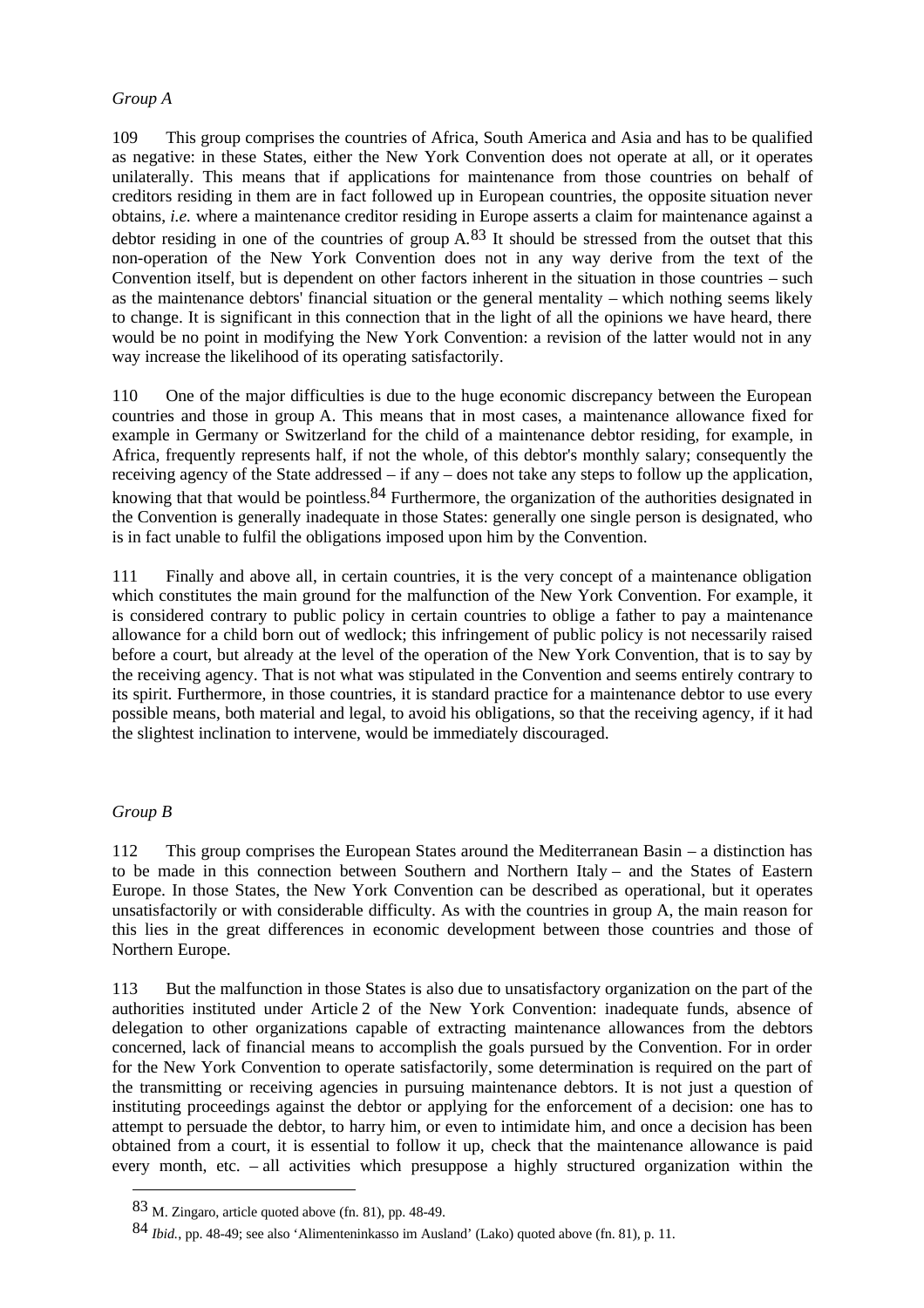*Group A*

109 This group comprises the countries of Africa, South America and Asia and has to be qualified as negative: in these States, either the New York Convention does not operate at all, or it operates unilaterally. This means that if applications for maintenance from those countries on behalf of creditors residing in them are in fact followed up in European countries, the opposite situation never obtains, *i.e.* where a maintenance creditor residing in Europe asserts a claim for maintenance against a debtor residing in one of the countries of group A.[83] It should be stressed from the outset that this non-operation of the New York Convention does not in any way derive from the text of the Convention itself, but is dependent on other factors inherent in the situation in those countries – such as the maintenance debtors' financial situation or the general mentality – which nothing seems likely to change. It is significant in this connection that in the light of all the opinions we have heard, there would be no point in modifying the New York Convention: a revision of the latter would not in any way increase the likelihood of its operating satisfactorily.

110 One of the major difficulties is due to the huge economic discrepancy between the European countries and those in group A. This means that in most cases, a maintenance allowance fixed for example in Germany or Switzerland for the child of a maintenance debtor residing, for example, in Africa, frequently represents half, if not the whole, of this debtor's monthly salary; consequently the receiving agency of the State addressed – if any – does not take any steps to follow up the application, knowing that that would be pointless.[84] Furthermore, the organization of the authorities designated in the Convention is generally inadequate in those States: generally one single person is designated, who is in fact unable to fulfil the obligations imposed upon him by the Convention.

111 Finally and above all, in certain countries, it is the very concept of a maintenance obligation which constitutes the main ground for the malfunction of the New York Convention. For example, it is considered contrary to public policy in certain countries to oblige a father to pay a maintenance allowance for a child born out of wedlock; this infringement of public policy is not necessarily raised before a court, but already at the level of the operation of the New York Convention, that is to say by the receiving agency. That is not what was stipulated in the Convention and seems entirely contrary to its spirit. Furthermore, in those countries, it is standard practice for a maintenance debtor to use every possible means, both material and legal, to avoid his obligations, so that the receiving agency, if it had the slightest inclination to intervene, would be immediately discouraged.

*Group B*

112 This group comprises the European States around the Mediterranean Basin – a distinction has to be made in this connection between Southern and Northern Italy – and the States of Eastern Europe. In those States, the New York Convention can be described as operational, but it operates unsatisfactorily or with considerable difficulty. As with the countries in group A, the main reason for this lies in the great differences in economic development between those countries and those of Northern Europe.

113 But the malfunction in those States is also due to unsatisfactory organization on the part of the authorities instituted under Article 2 of the New York Convention: inadequate funds, absence of delegation to other organizations capable of extracting maintenance allowances from the debtors concerned, lack of financial means to accomplish the goals pursued by the Convention. For in order for the New York Convention to operate satisfactorily, some determination is required on the part of the transmitting or receiving agencies in pursuing maintenance debtors. It is not just a question of instituting proceedings against the debtor or applying for the enforcement of a decision: one has to attempt to persuade the debtor, to harry him, or even to intimidate him, and once a decision has been obtained from a court, it is essential to follow it up, check that the maintenance allowance is paid every month, etc. – all activities which presuppose a highly structured organization within the

---

[83] M. Zingaro, article quoted above (fn. 81), pp. 48-49.

[84] *Ibid.*, pp. 48-49; see also 'Alimenteninkasso im Ausland' (Lako) quoted above (fn. 81), p. 11.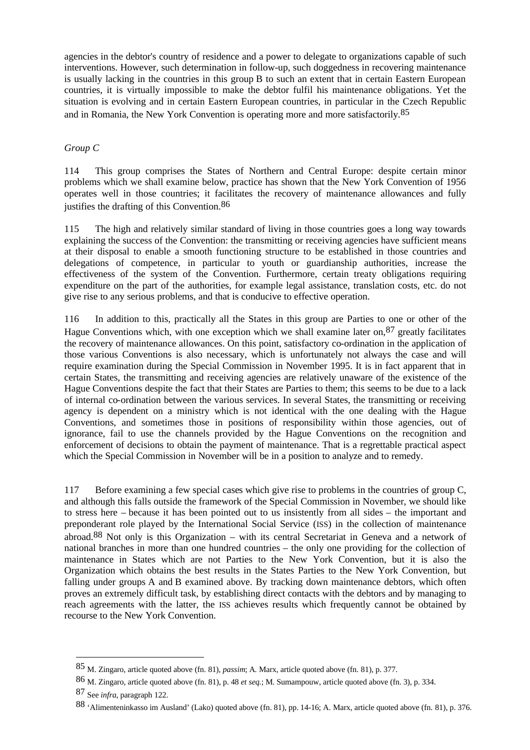agencies in the debtor's country of residence and a power to delegate to organizations capable of such interventions. However, such determination in follow-up, such doggedness in recovering maintenance is usually lacking in the countries in this group B to such an extent that in certain Eastern European countries, it is virtually impossible to make the debtor fulfil his maintenance obligations. Yet the situation is evolving and in certain Eastern European countries, in particular in the Czech Republic and in Romania, the New York Convention is operating more and more satisfactorily.[85]

*Group C*

114 This group comprises the States of Northern and Central Europe: despite certain minor problems which we shall examine below, practice has shown that the New York Convention of 1956 operates well in those countries; it facilitates the recovery of maintenance allowances and fully justifies the drafting of this Convention.[86]

115 The high and relatively similar standard of living in those countries goes a long way towards explaining the success of the Convention: the transmitting or receiving agencies have sufficient means at their disposal to enable a smooth functioning structure to be established in those countries and delegations of competence, in particular to youth or guardianship authorities, increase the effectiveness of the system of the Convention. Furthermore, certain treaty obligations requiring expenditure on the part of the authorities, for example legal assistance, translation costs, etc. do not give rise to any serious problems, and that is conducive to effective operation.

116 In addition to this, practically all the States in this group are Parties to one or other of the Hague Conventions which, with one exception which we shall examine later on,[87] greatly facilitates the recovery of maintenance allowances. On this point, satisfactory co-ordination in the application of those various Conventions is also necessary, which is unfortunately not always the case and will require examination during the Special Commission in November 1995. It is in fact apparent that in certain States, the transmitting and receiving agencies are relatively unaware of the existence of the Hague Conventions despite the fact that their States are Parties to them; this seems to be due to a lack of internal co-ordination between the various services. In several States, the transmitting or receiving agency is dependent on a ministry which is not identical with the one dealing with the Hague Conventions, and sometimes those in positions of responsibility within those agencies, out of ignorance, fail to use the channels provided by the Hague Conventions on the recognition and enforcement of decisions to obtain the payment of maintenance. That is a regrettable practical aspect which the Special Commission in November will be in a position to analyze and to remedy.

117 Before examining a few special cases which give rise to problems in the countries of group C, and although this falls outside the framework of the Special Commission in November, we should like to stress here – because it has been pointed out to us insistently from all sides – the important and preponderant role played by the International Social Service (ISS) in the collection of maintenance abroad.[88] Not only is this Organization – with its central Secretariat in Geneva and a network of national branches in more than one hundred countries – the only one providing for the collection of maintenance in States which are not Parties to the New York Convention, but it is also the Organization which obtains the best results in the States Parties to the New York Convention, but falling under groups A and B examined above. By tracking down maintenance debtors, which often proves an extremely difficult task, by establishing direct contacts with the debtors and by managing to reach agreements with the latter, the ISS achieves results which frequently cannot be obtained by recourse to the New York Convention.

---

[85] M. Zingaro, article quoted above (fn. 81), *passim*; A. Marx, article quoted above (fn. 81), p. 377.

[86] M. Zingaro, article quoted above (fn. 81), p. 48 *et seq.*; M. Sumampouw, article quoted above (fn. 3), p. 334.

[87] See *infra*, paragraph 122.

[88] 'Alimenteninkasso im Ausland' (Lako) quoted above (fn. 81), pp. 14-16; A. Marx, article quoted above (fn. 81), p. 376.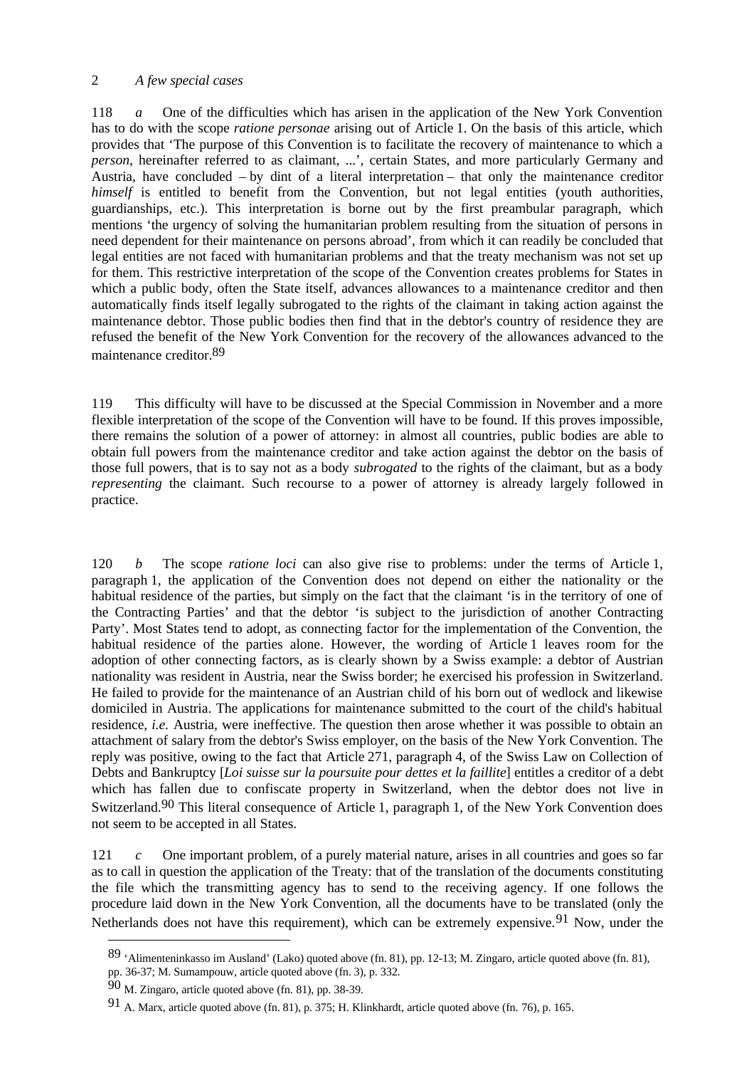## 2 *A few special cases*

118 *a* One of the difficulties which has arisen in the application of the New York Convention has to do with the scope *ratione personae* arising out of Article 1. On the basis of this article, which provides that 'The purpose of this Convention is to facilitate the recovery of maintenance to which a *person*, hereinafter referred to as claimant, ...', certain States, and more particularly Germany and Austria, have concluded – by dint of a literal interpretation – that only the maintenance creditor *himself* is entitled to benefit from the Convention, but not legal entities (youth authorities, guardianships, etc.). This interpretation is borne out by the first preambular paragraph, which mentions 'the urgency of solving the humanitarian problem resulting from the situation of persons in need dependent for their maintenance on persons abroad', from which it can readily be concluded that legal entities are not faced with humanitarian problems and that the treaty mechanism was not set up for them. This restrictive interpretation of the scope of the Convention creates problems for States in which a public body, often the State itself, advances allowances to a maintenance creditor and then automatically finds itself legally subrogated to the rights of the claimant in taking action against the maintenance debtor. Those public bodies then find that in the debtor's country of residence they are refused the benefit of the New York Convention for the recovery of the allowances advanced to the maintenance creditor.[89]

119 This difficulty will have to be discussed at the Special Commission in November and a more flexible interpretation of the scope of the Convention will have to be found. If this proves impossible, there remains the solution of a power of attorney: in almost all countries, public bodies are able to obtain full powers from the maintenance creditor and take action against the debtor on the basis of those full powers, that is to say not as a body *subrogated* to the rights of the claimant, but as a body *representing* the claimant. Such recourse to a power of attorney is already largely followed in practice.

120 *b* The scope *ratione loci* can also give rise to problems: under the terms of Article 1, paragraph 1, the application of the Convention does not depend on either the nationality or the habitual residence of the parties, but simply on the fact that the claimant 'is in the territory of one of the Contracting Parties' and that the debtor 'is subject to the jurisdiction of another Contracting Party'. Most States tend to adopt, as connecting factor for the implementation of the Convention, the habitual residence of the parties alone. However, the wording of Article 1 leaves room for the adoption of other connecting factors, as is clearly shown by a Swiss example: a debtor of Austrian nationality was resident in Austria, near the Swiss border; he exercised his profession in Switzerland. He failed to provide for the maintenance of an Austrian child of his born out of wedlock and likewise domiciled in Austria. The applications for maintenance submitted to the court of the child's habitual residence, *i.e.* Austria, were ineffective. The question then arose whether it was possible to obtain an attachment of salary from the debtor's Swiss employer, on the basis of the New York Convention. The reply was positive, owing to the fact that Article 271, paragraph 4, of the Swiss Law on Collection of Debts and Bankruptcy [*Loi suisse sur la poursuite pour dettes et la faillite*] entitles a creditor of a debt which has fallen due to confiscate property in Switzerland, when the debtor does not live in Switzerland.[90] This literal consequence of Article 1, paragraph 1, of the New York Convention does not seem to be accepted in all States.

121 *c* One important problem, of a purely material nature, arises in all countries and goes so far as to call in question the application of the Treaty: that of the translation of the documents constituting the file which the transmitting agency has to send to the receiving agency. If one follows the procedure laid down in the New York Convention, all the documents have to be translated (only the Netherlands does not have this requirement), which can be extremely expensive.[91] Now, under the

---

[89] 'Alimenteninkasso im Ausland' (Lako) quoted above (fn. 81), pp. 12-13; M. Zingaro, article quoted above (fn. 81), pp. 36-37; M. Sumampouw, article quoted above (fn. 3), p. 332.

[90] M. Zingaro, article quoted above (fn. 81), pp. 38-39.

[91] A. Marx, article quoted above (fn. 81), p. 375; H. Klinkhardt, article quoted above (fn. 76), p. 165.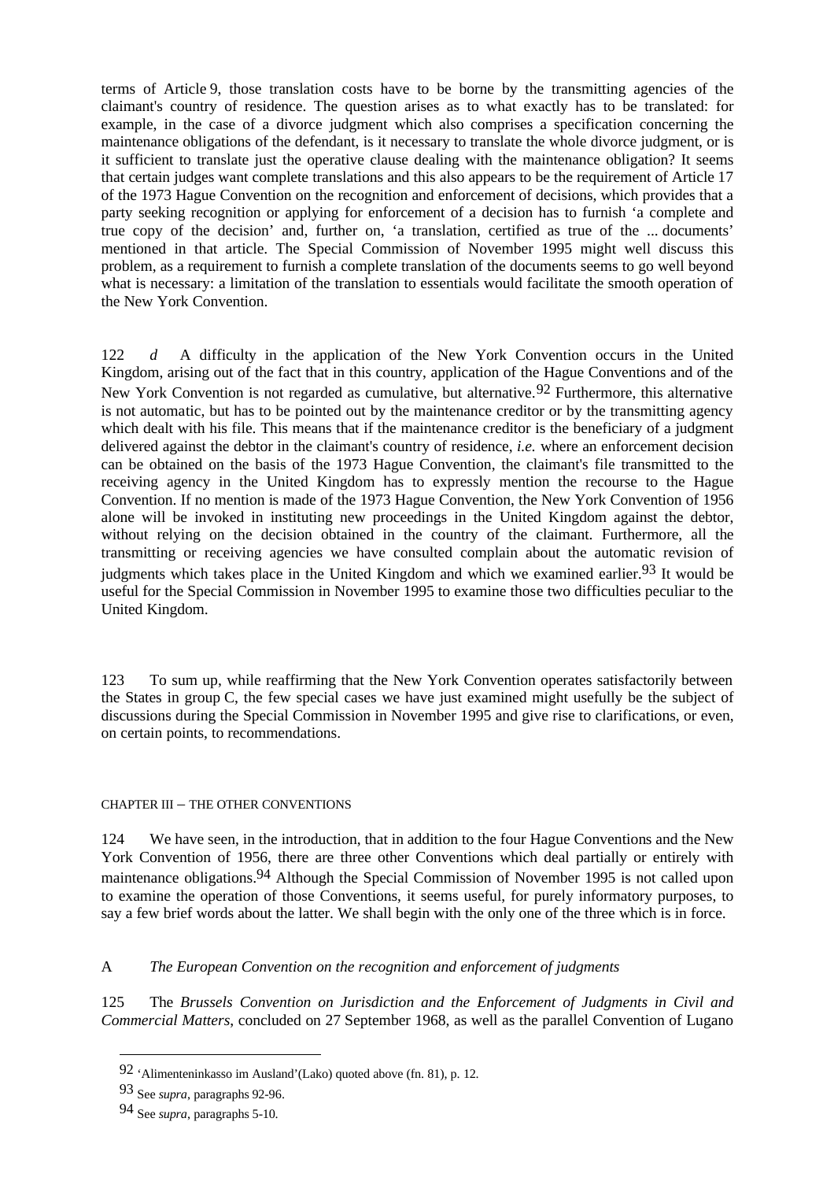terms of Article 9, those translation costs have to be borne by the transmitting agencies of the claimant's country of residence. The question arises as to what exactly has to be translated: for example, in the case of a divorce judgment which also comprises a specification concerning the maintenance obligations of the defendant, is it necessary to translate the whole divorce judgment, or is it sufficient to translate just the operative clause dealing with the maintenance obligation? It seems that certain judges want complete translations and this also appears to be the requirement of Article 17 of the 1973 Hague Convention on the recognition and enforcement of decisions, which provides that a party seeking recognition or applying for enforcement of a decision has to furnish 'a complete and true copy of the decision' and, further on, 'a translation, certified as true of the ... documents' mentioned in that article. The Special Commission of November 1995 might well discuss this problem, as a requirement to furnish a complete translation of the documents seems to go well beyond what is necessary: a limitation of the translation to essentials would facilitate the smooth operation of the New York Convention.

122 *d* A difficulty in the application of the New York Convention occurs in the United Kingdom, arising out of the fact that in this country, application of the Hague Conventions and of the New York Convention is not regarded as cumulative, but alternative.[92] Furthermore, this alternative is not automatic, but has to be pointed out by the maintenance creditor or by the transmitting agency which dealt with his file. This means that if the maintenance creditor is the beneficiary of a judgment delivered against the debtor in the claimant's country of residence, *i.e.* where an enforcement decision can be obtained on the basis of the 1973 Hague Convention, the claimant's file transmitted to the receiving agency in the United Kingdom has to expressly mention the recourse to the Hague Convention. If no mention is made of the 1973 Hague Convention, the New York Convention of 1956 alone will be invoked in instituting new proceedings in the United Kingdom against the debtor, without relying on the decision obtained in the country of the claimant. Furthermore, all the transmitting or receiving agencies we have consulted complain about the automatic revision of judgments which takes place in the United Kingdom and which we examined earlier.[93] It would be useful for the Special Commission in November 1995 to examine those two difficulties peculiar to the United Kingdom.

123 To sum up, while reaffirming that the New York Convention operates satisfactorily between the States in group C, the few special cases we have just examined might usefully be the subject of discussions during the Special Commission in November 1995 and give rise to clarifications, or even, on certain points, to recommendations.

## CHAPTER III – THE OTHER CONVENTIONS

124 We have seen, in the introduction, that in addition to the four Hague Conventions and the New York Convention of 1956, there are three other Conventions which deal partially or entirely with maintenance obligations.[94] Although the Special Commission of November 1995 is not called upon to examine the operation of those Conventions, it seems useful, for purely informatory purposes, to say a few brief words about the latter. We shall begin with the only one of the three which is in force.

### A *The European Convention on the recognition and enforcement of judgments*

125 The *Brussels Convention on Jurisdiction and the Enforcement of Judgments in Civil and Commercial Matters*, concluded on 27 September 1968, as well as the parallel Convention of Lugano

---

92 'Alimenteninkasso im Ausland'(Lako) quoted above (fn. 81), p. 12.

93 See *supra*, paragraphs 92-96.

94 See *supra*, paragraphs 5-10.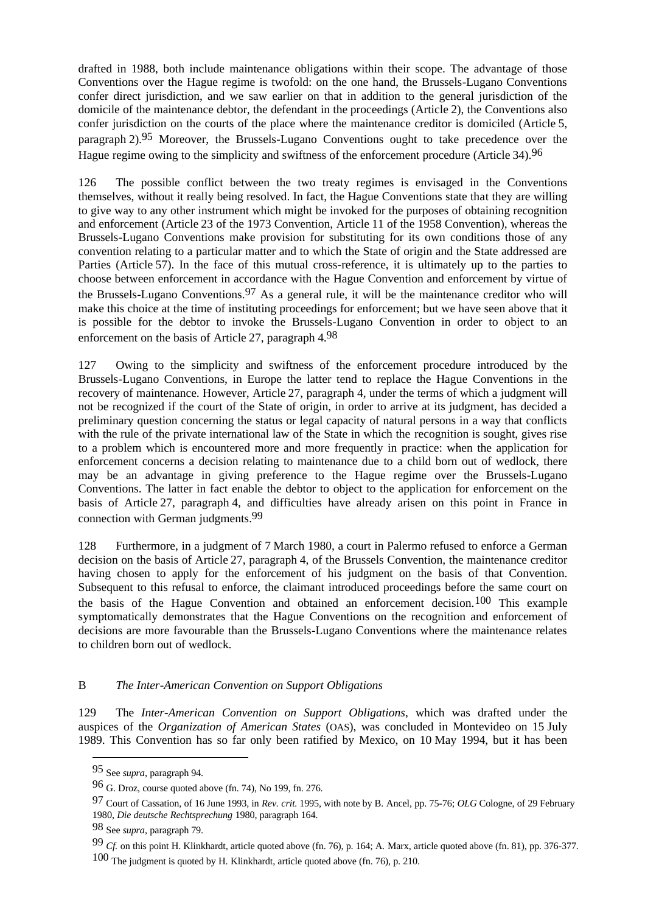drafted in 1988, both include maintenance obligations within their scope. The advantage of those Conventions over the Hague regime is twofold: on the one hand, the Brussels-Lugano Conventions confer direct jurisdiction, and we saw earlier on that in addition to the general jurisdiction of the domicile of the maintenance debtor, the defendant in the proceedings (Article 2), the Conventions also confer jurisdiction on the courts of the place where the maintenance creditor is domiciled (Article 5, paragraph 2).[95] Moreover, the Brussels-Lugano Conventions ought to take precedence over the Hague regime owing to the simplicity and swiftness of the enforcement procedure (Article 34).[96]

126 The possible conflict between the two treaty regimes is envisaged in the Conventions themselves, without it really being resolved. In fact, the Hague Conventions state that they are willing to give way to any other instrument which might be invoked for the purposes of obtaining recognition and enforcement (Article 23 of the 1973 Convention, Article 11 of the 1958 Convention), whereas the Brussels-Lugano Conventions make provision for substituting for its own conditions those of any convention relating to a particular matter and to which the State of origin and the State addressed are Parties (Article 57). In the face of this mutual cross-reference, it is ultimately up to the parties to choose between enforcement in accordance with the Hague Convention and enforcement by virtue of the Brussels-Lugano Conventions.[97] As a general rule, it will be the maintenance creditor who will make this choice at the time of instituting proceedings for enforcement; but we have seen above that it is possible for the debtor to invoke the Brussels-Lugano Convention in order to object to an enforcement on the basis of Article 27, paragraph 4.[98]

127 Owing to the simplicity and swiftness of the enforcement procedure introduced by the Brussels-Lugano Conventions, in Europe the latter tend to replace the Hague Conventions in the recovery of maintenance. However, Article 27, paragraph 4, under the terms of which a judgment will not be recognized if the court of the State of origin, in order to arrive at its judgment, has decided a preliminary question concerning the status or legal capacity of natural persons in a way that conflicts with the rule of the private international law of the State in which the recognition is sought, gives rise to a problem which is encountered more and more frequently in practice: when the application for enforcement concerns a decision relating to maintenance due to a child born out of wedlock, there may be an advantage in giving preference to the Hague regime over the Brussels-Lugano Conventions. The latter in fact enable the debtor to object to the application for enforcement on the basis of Article 27, paragraph 4, and difficulties have already arisen on this point in France in connection with German judgments.[99]

128 Furthermore, in a judgment of 7 March 1980, a court in Palermo refused to enforce a German decision on the basis of Article 27, paragraph 4, of the Brussels Convention, the maintenance creditor having chosen to apply for the enforcement of his judgment on the basis of that Convention. Subsequent to this refusal to enforce, the claimant introduced proceedings before the same court on the basis of the Hague Convention and obtained an enforcement decision.[100] This example symptomatically demonstrates that the Hague Conventions on the recognition and enforcement of decisions are more favourable than the Brussels-Lugano Conventions where the maintenance relates to children born out of wedlock.

### B *The Inter-American Convention on Support Obligations*

129 The *Inter-American Convention on Support Obligations*, which was drafted under the auspices of the *Organization of American States* (OAS), was concluded in Montevideo on 15 July 1989. This Convention has so far only been ratified by Mexico, on 10 May 1994, but it has been

---

95 See *supra*, paragraph 94.

96 G. Droz, course quoted above (fn. 74), No 199, fn. 276.

97 Court of Cassation, of 16 June 1993, in *Rev. crit.* 1995, with note by B. Ancel, pp. 75-76; *OLG* Cologne, of 29 February 1980, *Die deutsche Rechtsprechung* 1980, paragraph 164.

98 See *supra*, paragraph 79.

99 *Cf.* on this point H. Klinkhardt, article quoted above (fn. 76), p. 164; A. Marx, article quoted above (fn. 81), pp. 376-377.

100 The judgment is quoted by H. Klinkhardt, article quoted above (fn. 76), p. 210.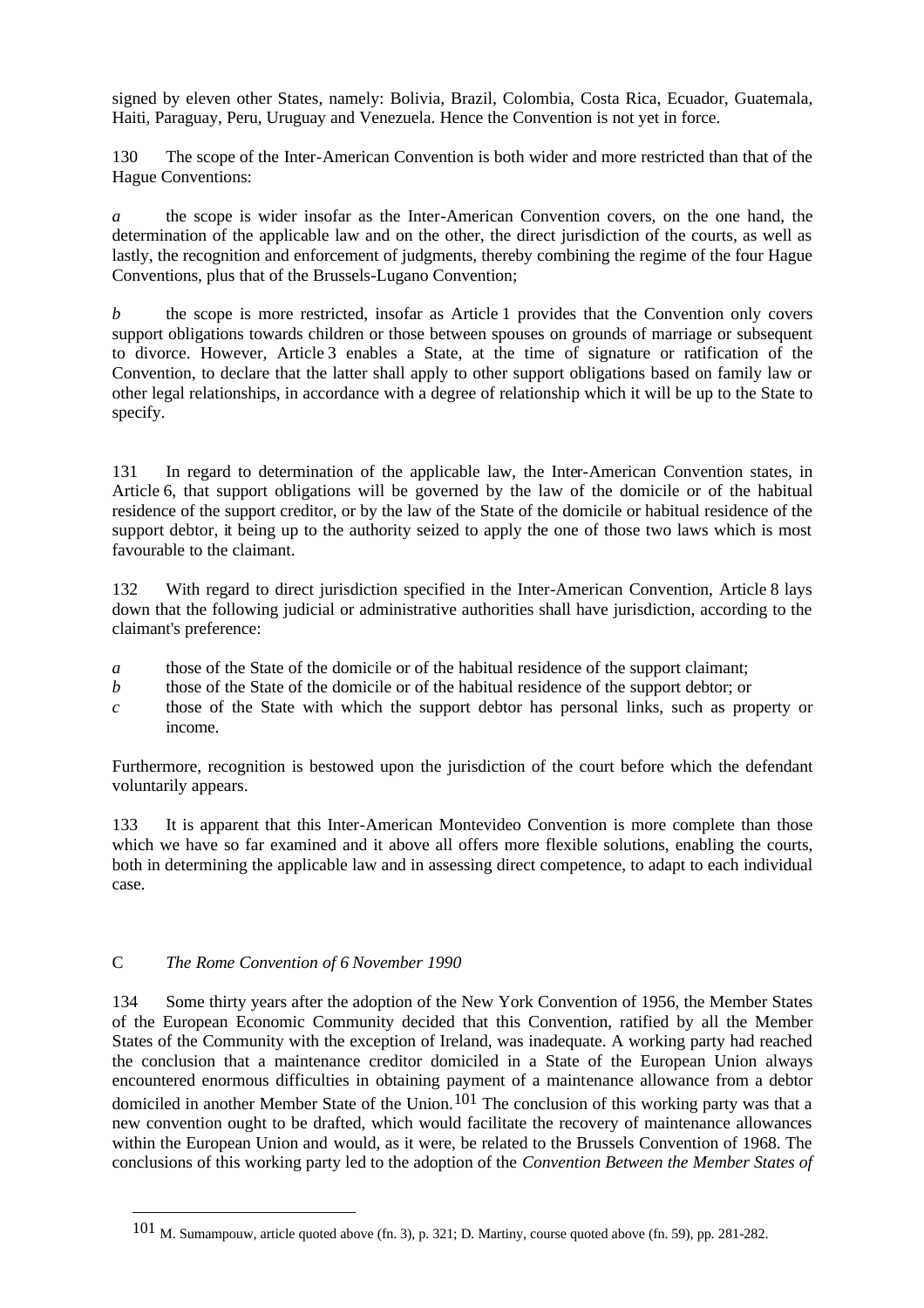signed by eleven other States, namely: Bolivia, Brazil, Colombia, Costa Rica, Ecuador, Guatemala, Haiti, Paraguay, Peru, Uruguay and Venezuela. Hence the Convention is not yet in force.

130 The scope of the Inter-American Convention is both wider and more restricted than that of the Hague Conventions:

*a* the scope is wider insofar as the Inter-American Convention covers, on the one hand, the determination of the applicable law and on the other, the direct jurisdiction of the courts, as well as lastly, the recognition and enforcement of judgments, thereby combining the regime of the four Hague Conventions, plus that of the Brussels-Lugano Convention;

*b* the scope is more restricted, insofar as Article 1 provides that the Convention only covers support obligations towards children or those between spouses on grounds of marriage or subsequent to divorce. However, Article 3 enables a State, at the time of signature or ratification of the Convention, to declare that the latter shall apply to other support obligations based on family law or other legal relationships, in accordance with a degree of relationship which it will be up to the State to specify.

131 In regard to determination of the applicable law, the Inter-American Convention states, in Article 6, that support obligations will be governed by the law of the domicile or of the habitual residence of the support creditor, or by the law of the State of the domicile or habitual residence of the support debtor, it being up to the authority seized to apply the one of those two laws which is most favourable to the claimant.

132 With regard to direct jurisdiction specified in the Inter-American Convention, Article 8 lays down that the following judicial or administrative authorities shall have jurisdiction, according to the claimant's preference:

*a* those of the State of the domicile or of the habitual residence of the support claimant;
*b* those of the State of the domicile or of the habitual residence of the support debtor; or
*c* those of the State with which the support debtor has personal links, such as property or income.

Furthermore, recognition is bestowed upon the jurisdiction of the court before which the defendant voluntarily appears.

133 It is apparent that this Inter-American Montevideo Convention is more complete than those which we have so far examined and it above all offers more flexible solutions, enabling the courts, both in determining the applicable law and in assessing direct competence, to adapt to each individual case.

## C *The Rome Convention of 6 November 1990*

134 Some thirty years after the adoption of the New York Convention of 1956, the Member States of the European Economic Community decided that this Convention, ratified by all the Member States of the Community with the exception of Ireland, was inadequate. A working party had reached the conclusion that a maintenance creditor domiciled in a State of the European Union always encountered enormous difficulties in obtaining payment of a maintenance allowance from a debtor domiciled in another Member State of the Union.[101] The conclusion of this working party was that a new convention ought to be drafted, which would facilitate the recovery of maintenance allowances within the European Union and would, as it were, be related to the Brussels Convention of 1968. The conclusions of this working party led to the adoption of the *Convention Between the Member States of*

[101] M. Sumampouw, article quoted above (fn. 3), p. 321; D. Martiny, course quoted above (fn. 59), pp. 281-282.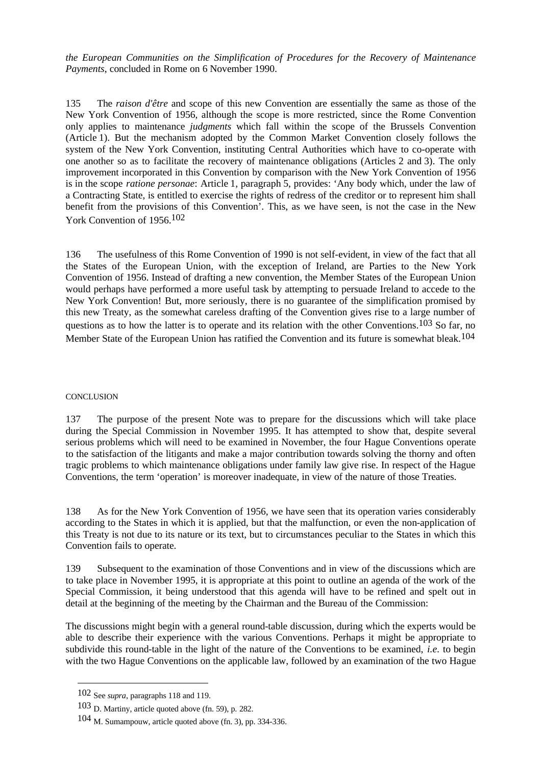*the European Communities on the Simplification of Procedures for the Recovery of Maintenance Payments*, concluded in Rome on 6 November 1990.

135 The *raison d'être* and scope of this new Convention are essentially the same as those of the New York Convention of 1956, although the scope is more restricted, since the Rome Convention only applies to maintenance *judgments* which fall within the scope of the Brussels Convention (Article 1). But the mechanism adopted by the Common Market Convention closely follows the system of the New York Convention, instituting Central Authorities which have to co-operate with one another so as to facilitate the recovery of maintenance obligations (Articles 2 and 3). The only improvement incorporated in this Convention by comparison with the New York Convention of 1956 is in the scope *ratione personae*: Article 1, paragraph 5, provides: 'Any body which, under the law of a Contracting State, is entitled to exercise the rights of redress of the creditor or to represent him shall benefit from the provisions of this Convention'. This, as we have seen, is not the case in the New York Convention of 1956.[102]

136 The usefulness of this Rome Convention of 1990 is not self-evident, in view of the fact that all the States of the European Union, with the exception of Ireland, are Parties to the New York Convention of 1956. Instead of drafting a new convention, the Member States of the European Union would perhaps have performed a more useful task by attempting to persuade Ireland to accede to the New York Convention! But, more seriously, there is no guarantee of the simplification promised by this new Treaty, as the somewhat careless drafting of the Convention gives rise to a large number of questions as to how the latter is to operate and its relation with the other Conventions.[103] So far, no Member State of the European Union has ratified the Convention and its future is somewhat bleak.[104]

## CONCLUSION

137 The purpose of the present Note was to prepare for the discussions which will take place during the Special Commission in November 1995. It has attempted to show that, despite several serious problems which will need to be examined in November, the four Hague Conventions operate to the satisfaction of the litigants and make a major contribution towards solving the thorny and often tragic problems to which maintenance obligations under family law give rise. In respect of the Hague Conventions, the term 'operation' is moreover inadequate, in view of the nature of those Treaties.

138 As for the New York Convention of 1956, we have seen that its operation varies considerably according to the States in which it is applied, but that the malfunction, or even the non-application of this Treaty is not due to its nature or its text, but to circumstances peculiar to the States in which this Convention fails to operate.

139 Subsequent to the examination of those Conventions and in view of the discussions which are to take place in November 1995, it is appropriate at this point to outline an agenda of the work of the Special Commission, it being understood that this agenda will have to be refined and spelt out in detail at the beginning of the meeting by the Chairman and the Bureau of the Commission:

The discussions might begin with a general round-table discussion, during which the experts would be able to describe their experience with the various Conventions. Perhaps it might be appropriate to subdivide this round-table in the light of the nature of the Conventions to be examined, *i.e.* to begin with the two Hague Conventions on the applicable law, followed by an examination of the two Hague

---

102 See *supra*, paragraphs 118 and 119.

103 D. Martiny, article quoted above (fn. 59), p. 282.

104 M. Sumampouw, article quoted above (fn. 3), pp. 334-336.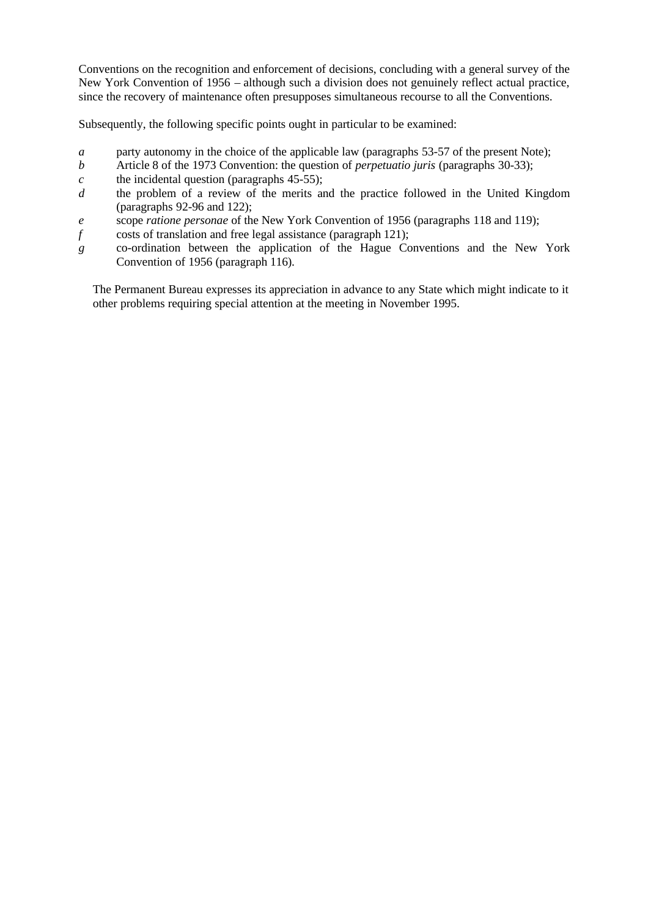Conventions on the recognition and enforcement of decisions, concluding with a general survey of the New York Convention of 1956 – although such a division does not genuinely reflect actual practice, since the recovery of maintenance often presupposes simultaneous recourse to all the Conventions.

Subsequently, the following specific points ought in particular to be examined:

*a* party autonomy in the choice of the applicable law (paragraphs 53-57 of the present Note);
*b* Article 8 of the 1973 Convention: the question of *perpetuatio juris* (paragraphs 30-33);
*c* the incidental question (paragraphs 45-55);
*d* the problem of a review of the merits and the practice followed in the United Kingdom (paragraphs 92-96 and 122);
*e* scope *ratione personae* of the New York Convention of 1956 (paragraphs 118 and 119);
*f* costs of translation and free legal assistance (paragraph 121);
*g* co-ordination between the application of the Hague Conventions and the New York Convention of 1956 (paragraph 116).

The Permanent Bureau expresses its appreciation in advance to any State which might indicate to it other problems requiring special attention at the meeting in November 1995.